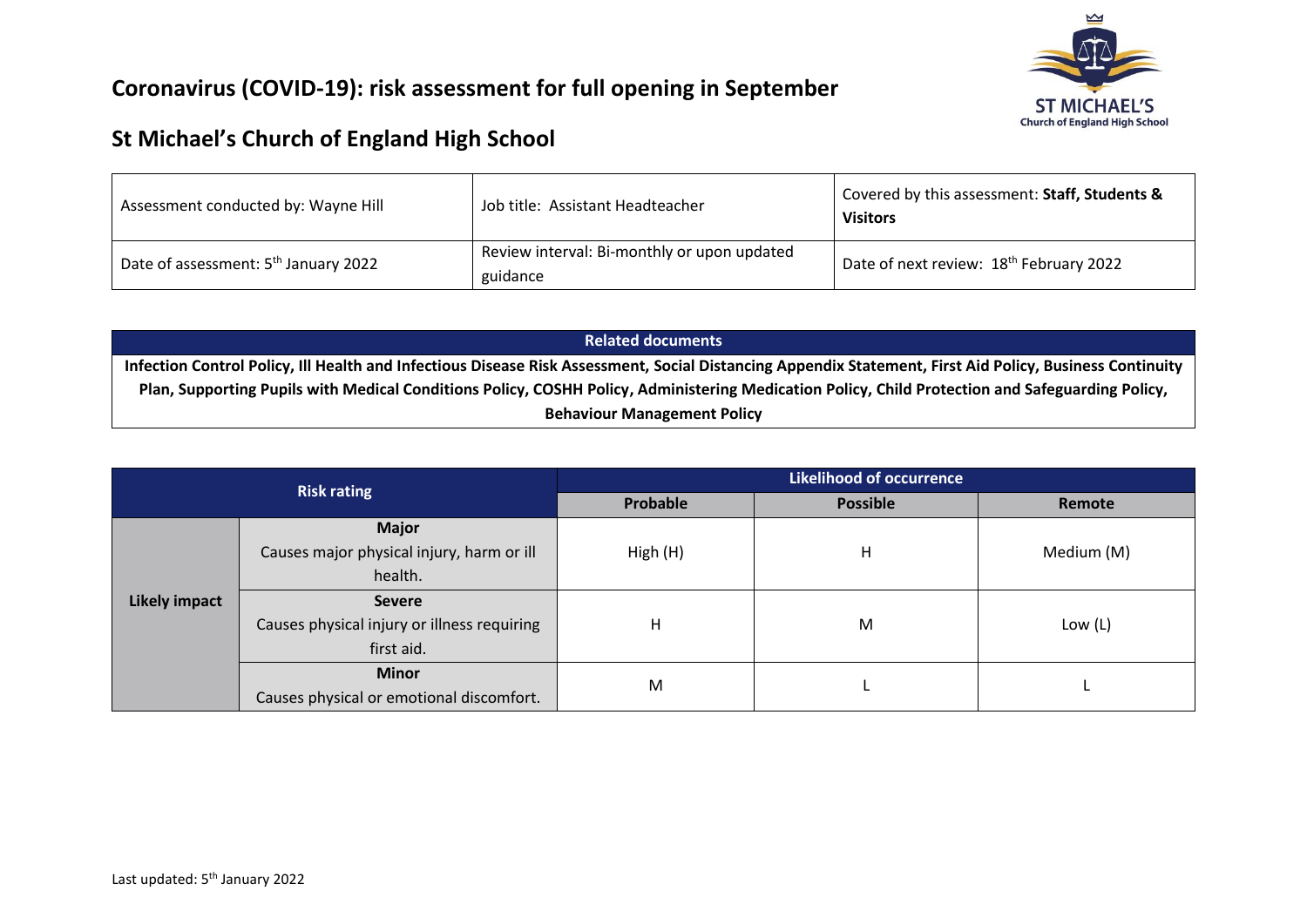# Coronavirus (COVID-19): risk assessment for full opening in September

## St Michael's Church of England High School

| Assessment conducted by: Wayne Hill | Job title: Assistant Headteacher | Covered by this assessment: **Staff, Students & Visitors** |
|---|---|---|
| Date of assessment: 5th January 2022 | Review interval: Bi-monthly or upon updated guidance | Date of next review: 18th February 2022 |

| Related documents |
|---|
| **Infection Control Policy, Ill Health and Infectious Disease Risk Assessment, Social Distancing Appendix Statement, First Aid Policy, Business Continuity Plan, Supporting Pupils with Medical Conditions Policy, COSHH Policy, Administering Medication Policy, Child Protection and Safeguarding Policy, Behaviour Management Policy** |

| Risk rating | | Likelihood of occurrence | | |
|---|---|---|---|---|
| | | **Probable** | **Possible** | **Remote** |
| **Likely impact** | **Major** Causes major physical injury, harm or ill health. | High (H) | H | Medium (M) |
| | **Severe** Causes physical injury or illness requiring first aid. | H | M | Low (L) |
| | **Minor** Causes physical or emotional discomfort. | M | L | L |

Last updated: 5th January 2022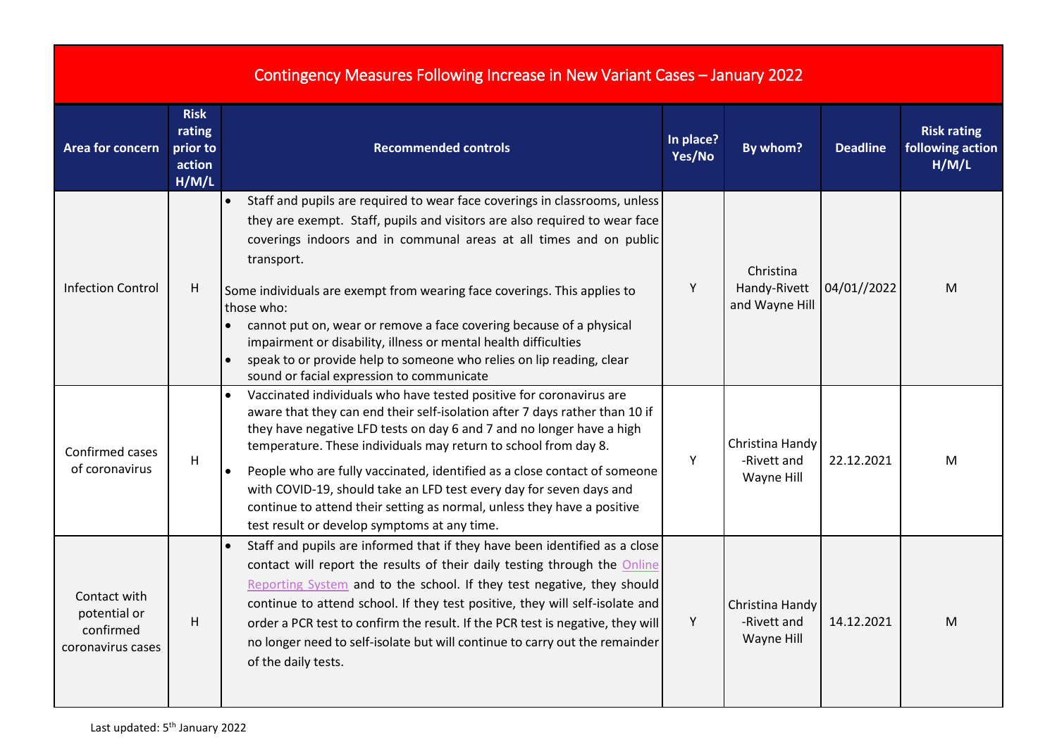| Contingency Measures Following Increase in New Variant Cases – January 2022 | | | | | | |
|---|---|---|---|---|---|---|
| **Area for concern** | **Risk rating prior to action H/M/L** | **Recommended controls** | **In place? Yes/No** | **By whom?** | **Deadline** | **Risk rating following action H/M/L** |
| Infection Control | H | • Staff and pupils are required to wear face coverings in classrooms, unless they are exempt. Staff, pupils and visitors are also required to wear face coverings indoors and in communal areas at all times and on public transport.<br><br>Some individuals are exempt from wearing face coverings. This applies to those who:<br>• cannot put on, wear or remove a face covering because of a physical impairment or disability, illness or mental health difficulties<br>• speak to or provide help to someone who relies on lip reading, clear sound or facial expression to communicate | Y | Christina Handy-Rivett and Wayne Hill | 04/01//2022 | M |
| Confirmed cases of coronavirus | H | • Vaccinated individuals who have tested positive for coronavirus are aware that they can end their self-isolation after 7 days rather than 10 if they have negative LFD tests on day 6 and 7 and no longer have a high temperature. These individuals may return to school from day 8.<br>• People who are fully vaccinated, identified as a close contact of someone with COVID-19, should take an LFD test every day for seven days and continue to attend their setting as normal, unless they have a positive test result or develop symptoms at any time. | Y | Christina Handy -Rivett and Wayne Hill | 22.12.2021 | M |
| Contact with potential or confirmed coronavirus cases | H | • Staff and pupils are informed that if they have been identified as a close contact will report the results of their daily testing through the Online Reporting System and to the school. If they test negative, they should continue to attend school. If they test positive, they will self-isolate and order a PCR test to confirm the result. If the PCR test is negative, they will no longer need to self-isolate but will continue to carry out the remainder of the daily tests. | Y | Christina Handy -Rivett and Wayne Hill | 14.12.2021 | M |

Last updated: 5th January 2022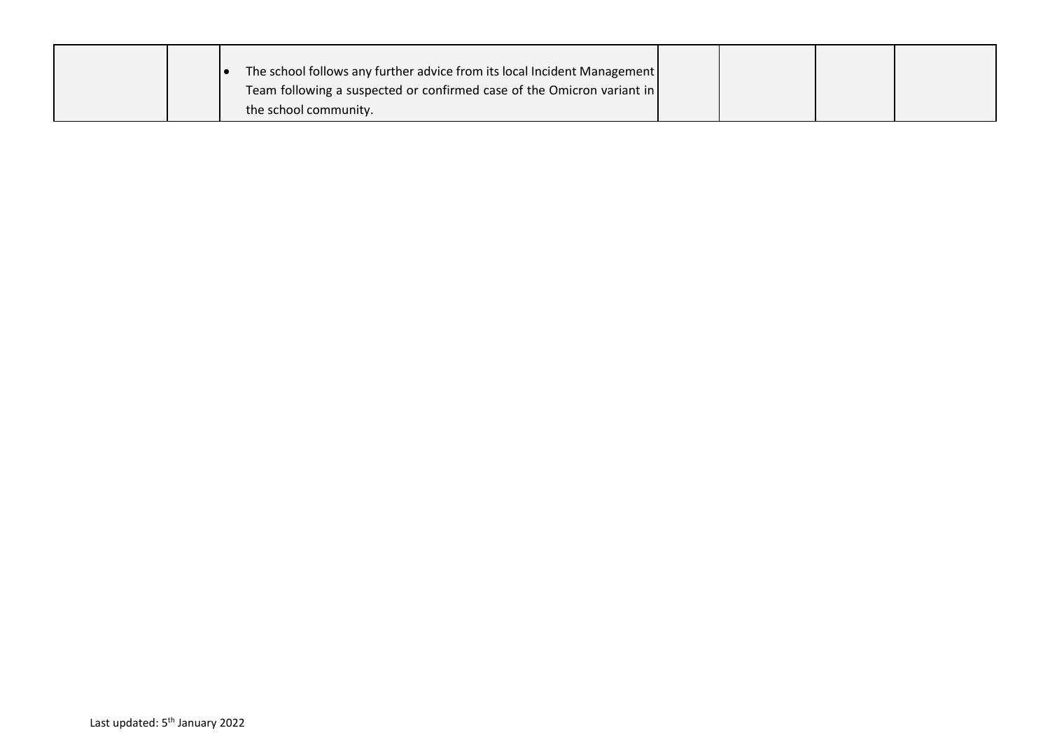| | | | | | | |
|---|---|---|---|---|---|---|
| | | • The school follows any further advice from its local Incident Management Team following a suspected or confirmed case of the Omicron variant in the school community. | | | | |

Last updated: 5th January 2022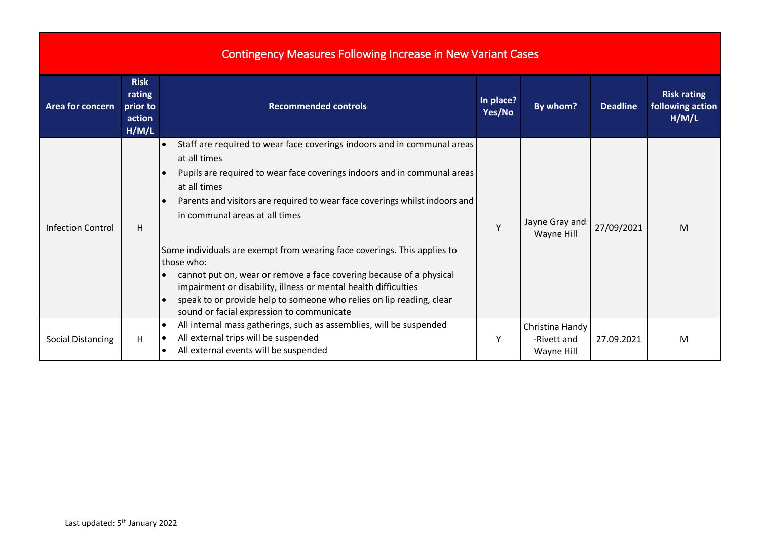| Contingency Measures Following Increase in New Variant Cases | | | | | | |
|---|---|---|---|---|---|---|
| **Area for concern** | **Risk rating prior to action H/M/L** | **Recommended controls** | **In place? Yes/No** | **By whom?** | **Deadline** | **Risk rating following action H/M/L** |
| Infection Control | H | • Staff are required to wear face coverings indoors and in communal areas at all times<br>• Pupils are required to wear face coverings indoors and in communal areas at all times<br>• Parents and visitors are required to wear face coverings whilst indoors and in communal areas at all times<br><br>Some individuals are exempt from wearing face coverings. This applies to those who:<br>• cannot put on, wear or remove a face covering because of a physical impairment or disability, illness or mental health difficulties<br>• speak to or provide help to someone who relies on lip reading, clear sound or facial expression to communicate | Y | Jayne Gray and Wayne Hill | 27/09/2021 | M |
| Social Distancing | H | • All internal mass gatherings, such as assemblies, will be suspended<br>• All external trips will be suspended<br>• All external events will be suspended | Y | Christina Handy -Rivett and Wayne Hill | 27.09.2021 | M |

Last updated: 5th January 2022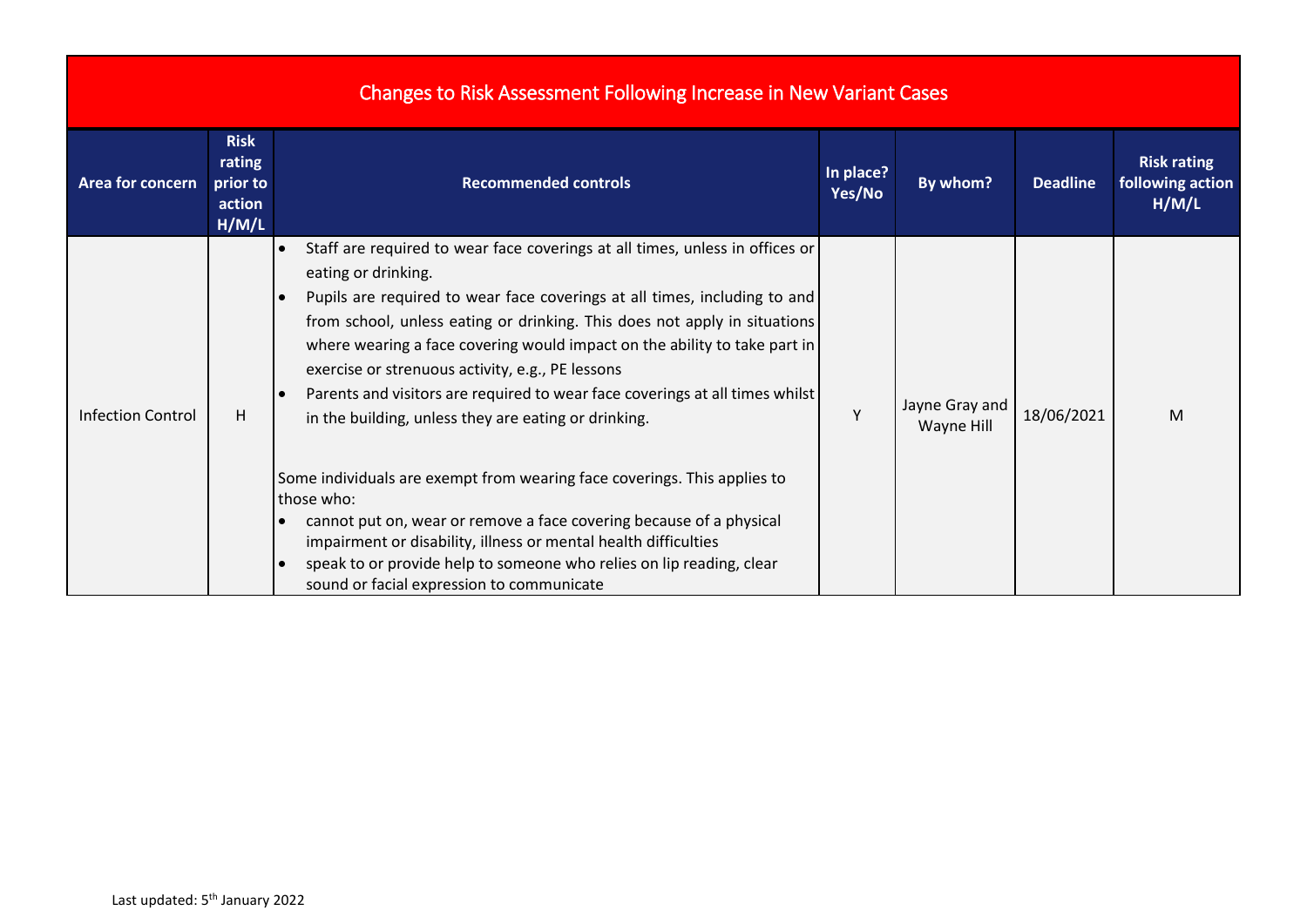| Changes to Risk Assessment Following Increase in New Variant Cases | | | | | | |
|---|---|---|---|---|---|---|
| **Area for concern** | **Risk rating prior to action H/M/L** | **Recommended controls** | **In place? Yes/No** | **By whom?** | **Deadline** | **Risk rating following action H/M/L** |
| Infection Control | H | • Staff are required to wear face coverings at all times, unless in offices or eating or drinking.<br>• Pupils are required to wear face coverings at all times, including to and from school, unless eating or drinking. This does not apply in situations where wearing a face covering would impact on the ability to take part in exercise or strenuous activity, e.g., PE lessons<br>• Parents and visitors are required to wear face coverings at all times whilst in the building, unless they are eating or drinking.<br><br>Some individuals are exempt from wearing face coverings. This applies to those who:<br>• cannot put on, wear or remove a face covering because of a physical impairment or disability, illness or mental health difficulties<br>• speak to or provide help to someone who relies on lip reading, clear sound or facial expression to communicate | Y | Jayne Gray and Wayne Hill | 18/06/2021 | M |

Last updated: 5th January 2022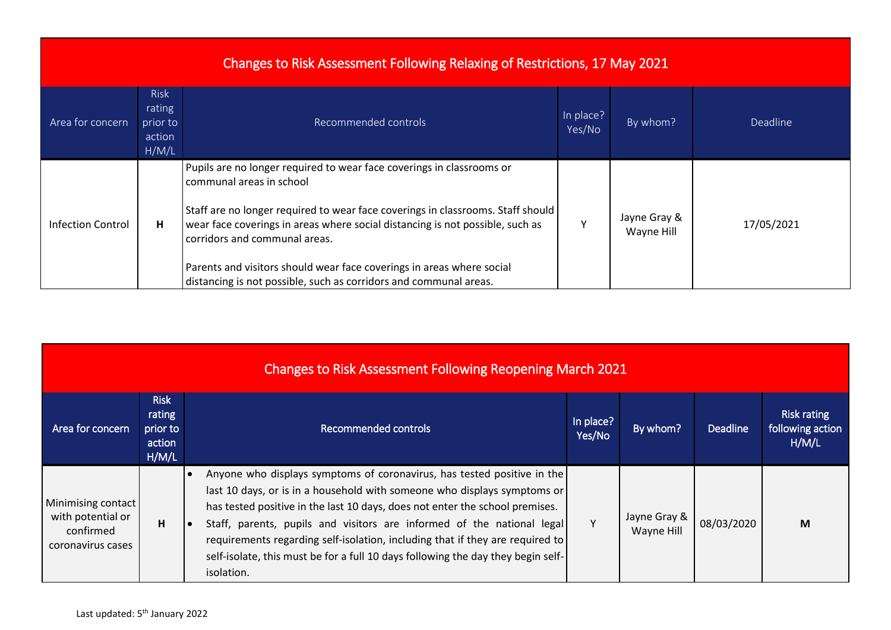| Changes to Risk Assessment Following Relaxing of Restrictions, 17 May 2021 | | | | | |
|---|---|---|---|---|---|
| Area for concern | Risk rating prior to action H/M/L | Recommended controls | In place? Yes/No | By whom? | Deadline |
| Infection Control | **H** | Pupils are no longer required to wear face coverings in classrooms or communal areas in school<br><br>Staff are no longer required to wear face coverings in classrooms. Staff should wear face coverings in areas where social distancing is not possible, such as corridors and communal areas.<br><br>Parents and visitors should wear face coverings in areas where social distancing is not possible, such as corridors and communal areas. | Y | Jayne Gray & Wayne Hill | 17/05/2021 |

| Changes to Risk Assessment Following Reopening March 2021 | | | | | | |
|---|---|---|---|---|---|---|
| **Area for concern** | **Risk rating prior to action H/M/L** | **Recommended controls** | **In place? Yes/No** | **By whom?** | **Deadline** | **Risk rating following action H/M/L** |
| Minimising contact with potential or confirmed coronavirus cases | **H** | • Anyone who displays symptoms of coronavirus, has tested positive in the last 10 days, or is in a household with someone who displays symptoms or has tested positive in the last 10 days, does not enter the school premises.<br>• Staff, parents, pupils and visitors are informed of the national legal requirements regarding self-isolation, including that if they are required to self-isolate, this must be for a full 10 days following the day they begin self-isolation. | Y | Jayne Gray & Wayne Hill | 08/03/2020 | **M** |

Last updated: 5th January 2022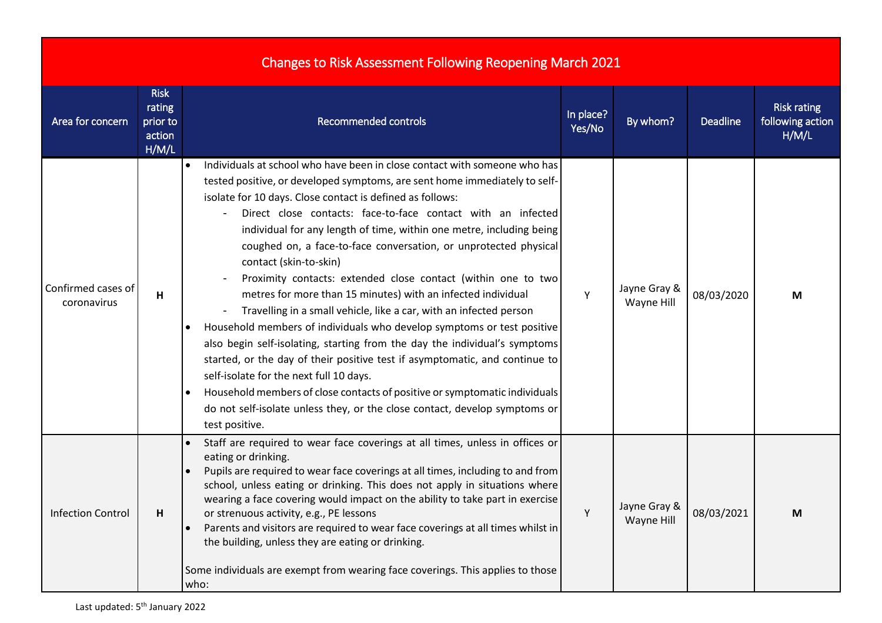| Changes to Risk Assessment Following Reopening March 2021 | | | | | | |
|---|---|---|---|---|---|---|
| Area for concern | Risk rating prior to action H/M/L | Recommended controls | In place? Yes/No | By whom? | Deadline | Risk rating following action H/M/L |
| Confirmed cases of coronavirus | **H** | • Individuals at school who have been in close contact with someone who has tested positive, or developed symptoms, are sent home immediately to self-isolate for 10 days. Close contact is defined as follows:<br>- Direct close contacts: face-to-face contact with an infected individual for any length of time, within one metre, including being coughed on, a face-to-face conversation, or unprotected physical contact (skin-to-skin)<br>- Proximity contacts: extended close contact (within one to two metres for more than 15 minutes) with an infected individual<br>- Travelling in a small vehicle, like a car, with an infected person<br>• Household members of individuals who develop symptoms or test positive also begin self-isolating, starting from the day the individual's symptoms started, or the day of their positive test if asymptomatic, and continue to self-isolate for the next full 10 days.<br>• Household members of close contacts of positive or symptomatic individuals do not self-isolate unless they, or the close contact, develop symptoms or test positive. | Y | Jayne Gray & Wayne Hill | 08/03/2020 | **M** |
| Infection Control | **H** | • Staff are required to wear face coverings at all times, unless in offices or eating or drinking.<br>• Pupils are required to wear face coverings at all times, including to and from school, unless eating or drinking. This does not apply in situations where wearing a face covering would impact on the ability to take part in exercise or strenuous activity, e.g., PE lessons<br>• Parents and visitors are required to wear face coverings at all times whilst in the building, unless they are eating or drinking.<br><br>Some individuals are exempt from wearing face coverings. This applies to those who: | Y | Jayne Gray & Wayne Hill | 08/03/2021 | **M** |

Last updated: 5th January 2022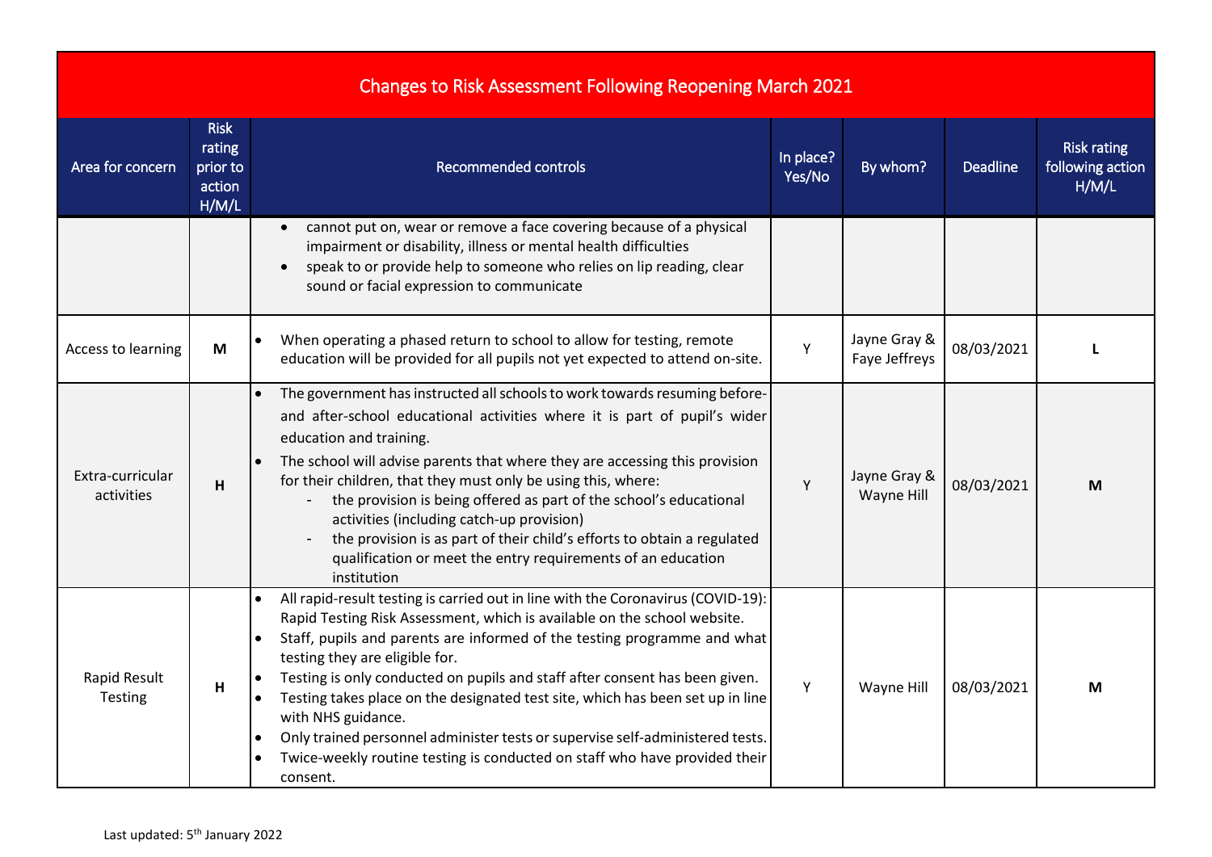| Changes to Risk Assessment Following Reopening March 2021 | | | | | | |
|---|---|---|---|---|---|---|
| Area for concern | Risk rating prior to action H/M/L | Recommended controls | In place? Yes/No | By whom? | Deadline | Risk rating following action H/M/L |
| | | • cannot put on, wear or remove a face covering because of a physical impairment or disability, illness or mental health difficulties<br>• speak to or provide help to someone who relies on lip reading, clear sound or facial expression to communicate | | | | |
| Access to learning | **M** | • When operating a phased return to school to allow for testing, remote education will be provided for all pupils not yet expected to attend on-site. | Y | Jayne Gray & Faye Jeffreys | 08/03/2021 | **L** |
| Extra-curricular activities | **H** | • The government has instructed all schools to work towards resuming before- and after-school educational activities where it is part of pupil's wider education and training.<br>• The school will advise parents that where they are accessing this provision for their children, that they must only be using this, where:<br>- the provision is being offered as part of the school's educational activities (including catch-up provision)<br>- the provision is as part of their child's efforts to obtain a regulated qualification or meet the entry requirements of an education institution | Y | Jayne Gray & Wayne Hill | 08/03/2021 | **M** |
| Rapid Result Testing | **H** | • All rapid-result testing is carried out in line with the Coronavirus (COVID-19): Rapid Testing Risk Assessment, which is available on the school website.<br>• Staff, pupils and parents are informed of the testing programme and what testing they are eligible for.<br>• Testing is only conducted on pupils and staff after consent has been given.<br>• Testing takes place on the designated test site, which has been set up in line with NHS guidance.<br>• Only trained personnel administer tests or supervise self-administered tests.<br>• Twice-weekly routine testing is conducted on staff who have provided their consent. | Y | Wayne Hill | 08/03/2021 | **M** |

Last updated: 5th January 2022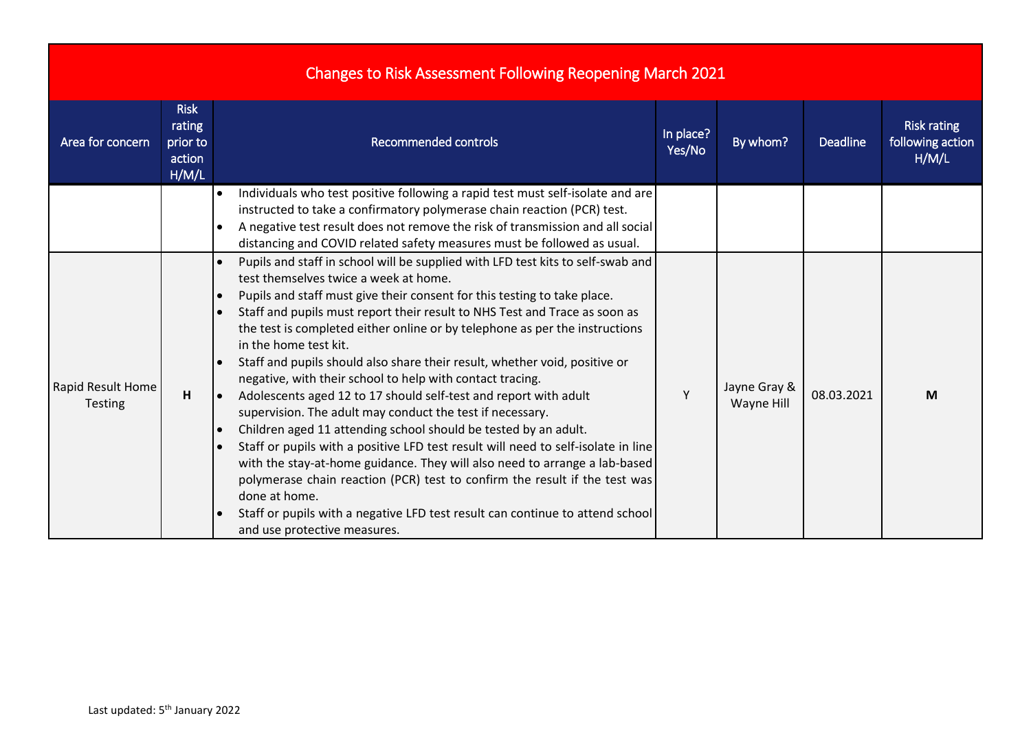| Changes to Risk Assessment Following Reopening March 2021 | | | | | | |
|---|---|---|---|---|---|---|
| Area for concern | Risk rating prior to action H/M/L | Recommended controls | In place? Yes/No | By whom? | Deadline | Risk rating following action H/M/L |
| | | • Individuals who test positive following a rapid test must self-isolate and are instructed to take a confirmatory polymerase chain reaction (PCR) test.<br>• A negative test result does not remove the risk of transmission and all social distancing and COVID related safety measures must be followed as usual. | | | | |
| Rapid Result Home Testing | **H** | • Pupils and staff in school will be supplied with LFD test kits to self-swab and test themselves twice a week at home.<br>• Pupils and staff must give their consent for this testing to take place.<br>• Staff and pupils must report their result to NHS Test and Trace as soon as the test is completed either online or by telephone as per the instructions in the home test kit.<br>• Staff and pupils should also share their result, whether void, positive or negative, with their school to help with contact tracing.<br>• Adolescents aged 12 to 17 should self-test and report with adult supervision. The adult may conduct the test if necessary.<br>• Children aged 11 attending school should be tested by an adult.<br>• Staff or pupils with a positive LFD test result will need to self-isolate in line with the stay-at-home guidance. They will also need to arrange a lab-based polymerase chain reaction (PCR) test to confirm the result if the test was done at home.<br>• Staff or pupils with a negative LFD test result can continue to attend school and use protective measures. | Y | Jayne Gray & Wayne Hill | 08.03.2021 | **M** |

Last updated: 5th January 2022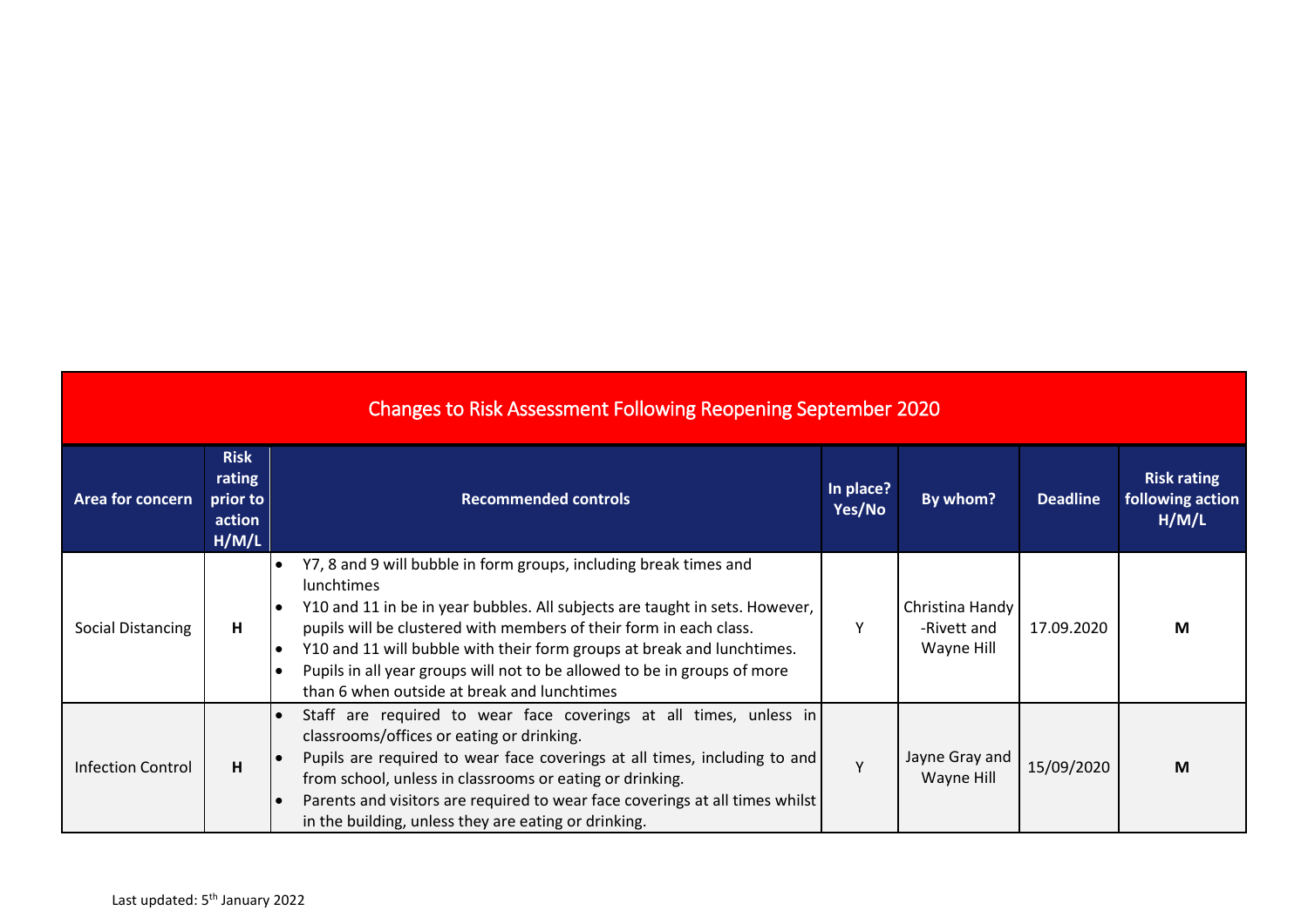## Changes to Risk Assessment Following Reopening September 2020

| Area for concern | Risk rating prior to action H/M/L | Recommended controls | In place? Yes/No | By whom? | Deadline | Risk rating following action H/M/L |
|---|---|---|---|---|---|---|
| Social Distancing | H | • Y7, 8 and 9 will bubble in form groups, including break times and lunchtimes<br>• Y10 and 11 in be in year bubbles. All subjects are taught in sets. However, pupils will be clustered with members of their form in each class.<br>• Y10 and 11 will bubble with their form groups at break and lunchtimes.<br>• Pupils in all year groups will not to be allowed to be in groups of more than 6 when outside at break and lunchtimes | Y | Christina Handy -Rivett and Wayne Hill | 17.09.2020 | M |
| Infection Control | H | • Staff are required to wear face coverings at all times, unless in classrooms/offices or eating or drinking.<br>• Pupils are required to wear face coverings at all times, including to and from school, unless in classrooms or eating or drinking.<br>• Parents and visitors are required to wear face coverings at all times whilst in the building, unless they are eating or drinking. | Y | Jayne Gray and Wayne Hill | 15/09/2020 | M |

Last updated: 5th January 2022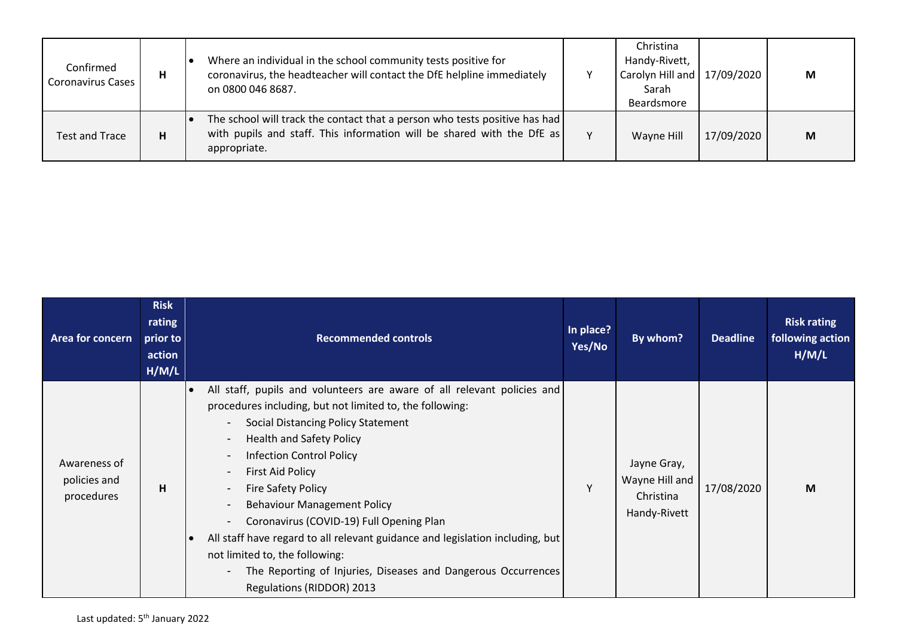| Confirmed Coronavirus Cases | H | • Where an individual in the school community tests positive for coronavirus, the headteacher will contact the DfE helpline immediately on 0800 046 8687. | Y | Christina Handy-Rivett, Carolyn Hill and Sarah Beardsmore | 17/09/2020 | M |
|---|---|---|---|---|---|---|
| Test and Trace | H | • The school will track the contact that a person who tests positive has had with pupils and staff. This information will be shared with the DfE as appropriate. | Y | Wayne Hill | 17/09/2020 | M |

| Area for concern | Risk rating prior to action H/M/L | Recommended controls | In place? Yes/No | By whom? | Deadline | Risk rating following action H/M/L |
|---|---|---|---|---|---|---|
| Awareness of policies and procedures | H | • All staff, pupils and volunteers are aware of all relevant policies and procedures including, but not limited to, the following:<br>- Social Distancing Policy Statement<br>- Health and Safety Policy<br>- Infection Control Policy<br>- First Aid Policy<br>- Fire Safety Policy<br>- Behaviour Management Policy<br>- Coronavirus (COVID-19) Full Opening Plan<br>• All staff have regard to all relevant guidance and legislation including, but not limited to, the following:<br>- The Reporting of Injuries, Diseases and Dangerous Occurrences Regulations (RIDDOR) 2013 | Y | Jayne Gray, Wayne Hill and Christina Handy-Rivett | 17/08/2020 | M |

Last updated: 5th January 2022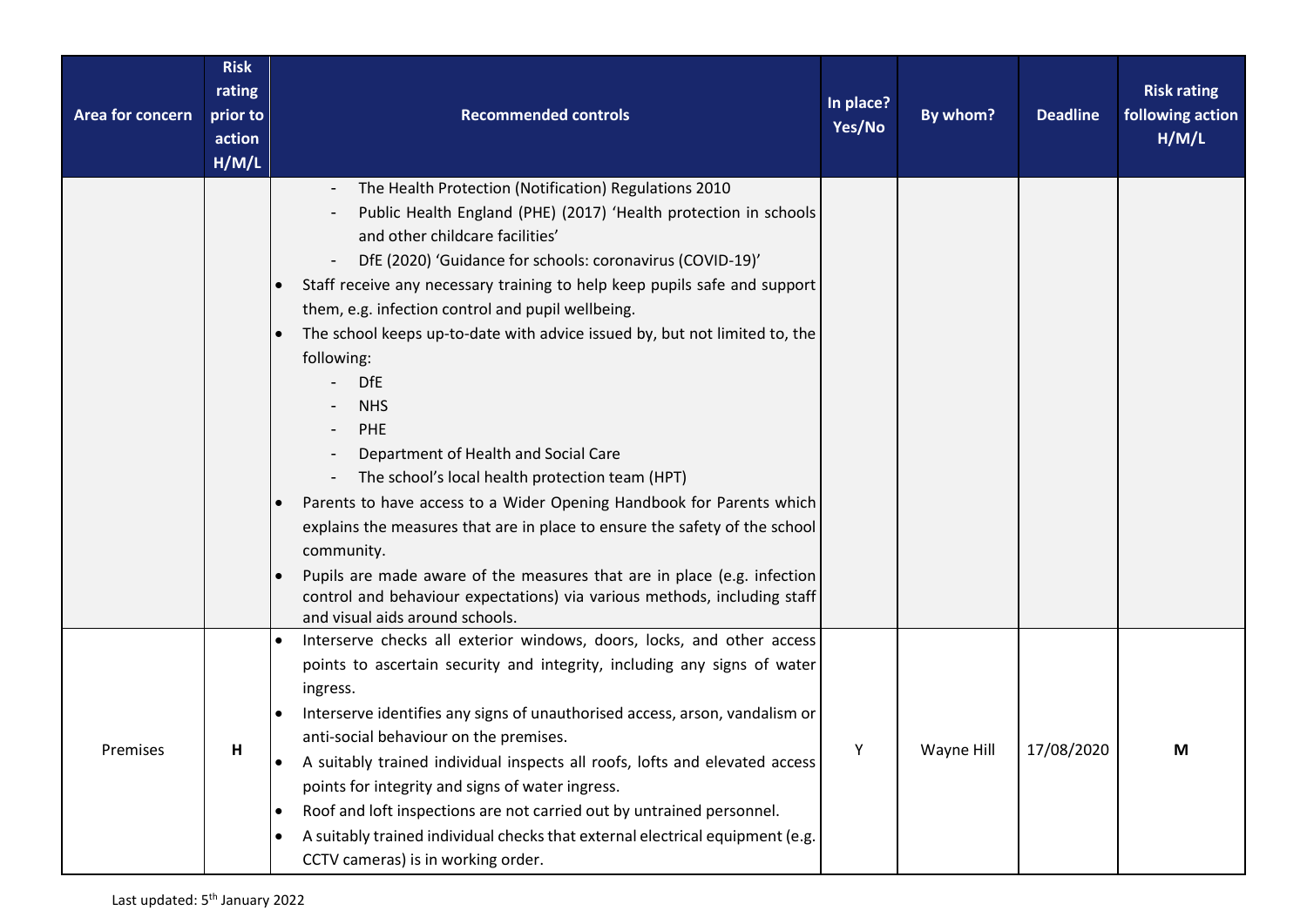| Area for concern | Risk rating prior to action H/M/L | Recommended controls | In place? Yes/No | By whom? | Deadline | Risk rating following action H/M/L |
|---|---|---|---|---|---|---|
| | | - The Health Protection (Notification) Regulations 2010<br>- Public Health England (PHE) (2017) 'Health protection in schools and other childcare facilities'<br>- DfE (2020) 'Guidance for schools: coronavirus (COVID-19)'<br>• Staff receive any necessary training to help keep pupils safe and support them, e.g. infection control and pupil wellbeing.<br>• The school keeps up-to-date with advice issued by, but not limited to, the following:<br>- DfE<br>- NHS<br>- PHE<br>- Department of Health and Social Care<br>- The school's local health protection team (HPT)<br>• Parents to have access to a Wider Opening Handbook for Parents which explains the measures that are in place to ensure the safety of the school community.<br>• Pupils are made aware of the measures that are in place (e.g. infection control and behaviour expectations) via various methods, including staff and visual aids around schools. | | | | |
| Premises | **H** | • Interserve checks all exterior windows, doors, locks, and other access points to ascertain security and integrity, including any signs of water ingress.<br>• Interserve identifies any signs of unauthorised access, arson, vandalism or anti-social behaviour on the premises.<br>• A suitably trained individual inspects all roofs, lofts and elevated access points for integrity and signs of water ingress.<br>• Roof and loft inspections are not carried out by untrained personnel.<br>• A suitably trained individual checks that external electrical equipment (e.g. CCTV cameras) is in working order. | Y | Wayne Hill | 17/08/2020 | **M** |

Last updated: 5th January 2022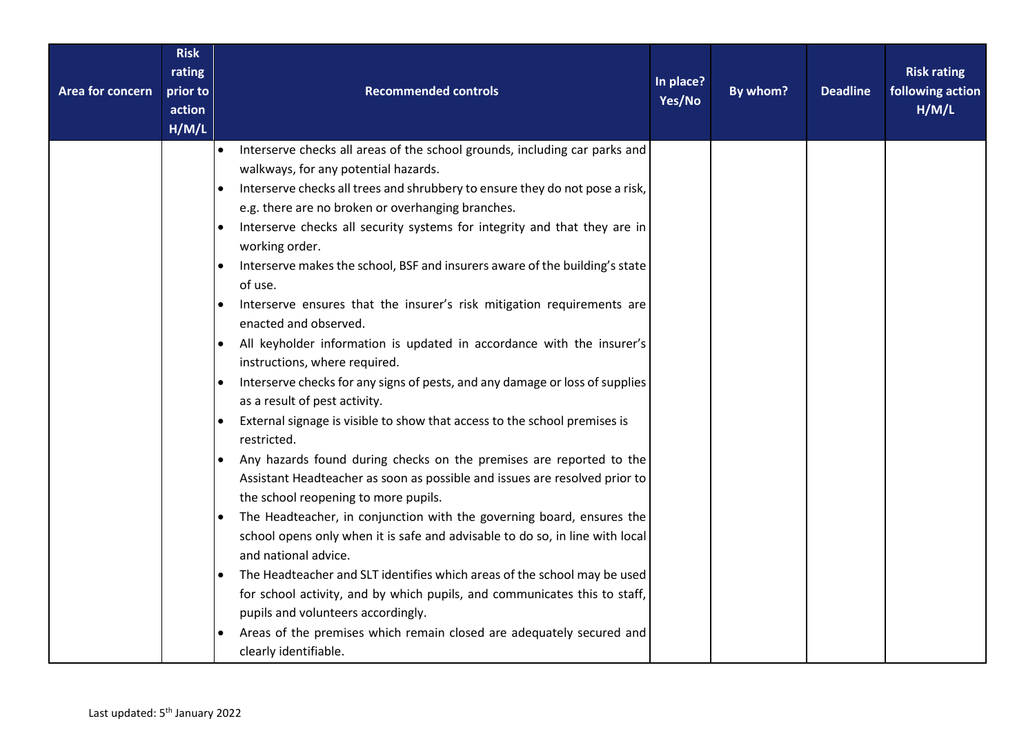| Area for concern | Risk rating prior to action H/M/L | Recommended controls | In place? Yes/No | By whom? | Deadline | Risk rating following action H/M/L |
|---|---|---|---|---|---|---|
| | | • Interserve checks all areas of the school grounds, including car parks and walkways, for any potential hazards.<br>• Interserve checks all trees and shrubbery to ensure they do not pose a risk, e.g. there are no broken or overhanging branches.<br>• Interserve checks all security systems for integrity and that they are in working order.<br>• Interserve makes the school, BSF and insurers aware of the building's state of use.<br>• Interserve ensures that the insurer's risk mitigation requirements are enacted and observed.<br>• All keyholder information is updated in accordance with the insurer's instructions, where required.<br>• Interserve checks for any signs of pests, and any damage or loss of supplies as a result of pest activity.<br>• External signage is visible to show that access to the school premises is restricted.<br>• Any hazards found during checks on the premises are reported to the Assistant Headteacher as soon as possible and issues are resolved prior to the school reopening to more pupils.<br>• The Headteacher, in conjunction with the governing board, ensures the school opens only when it is safe and advisable to do so, in line with local and national advice.<br>• The Headteacher and SLT identifies which areas of the school may be used for school activity, and by which pupils, and communicates this to staff, pupils and volunteers accordingly.<br>• Areas of the premises which remain closed are adequately secured and clearly identifiable. | | | | |

Last updated: 5th January 2022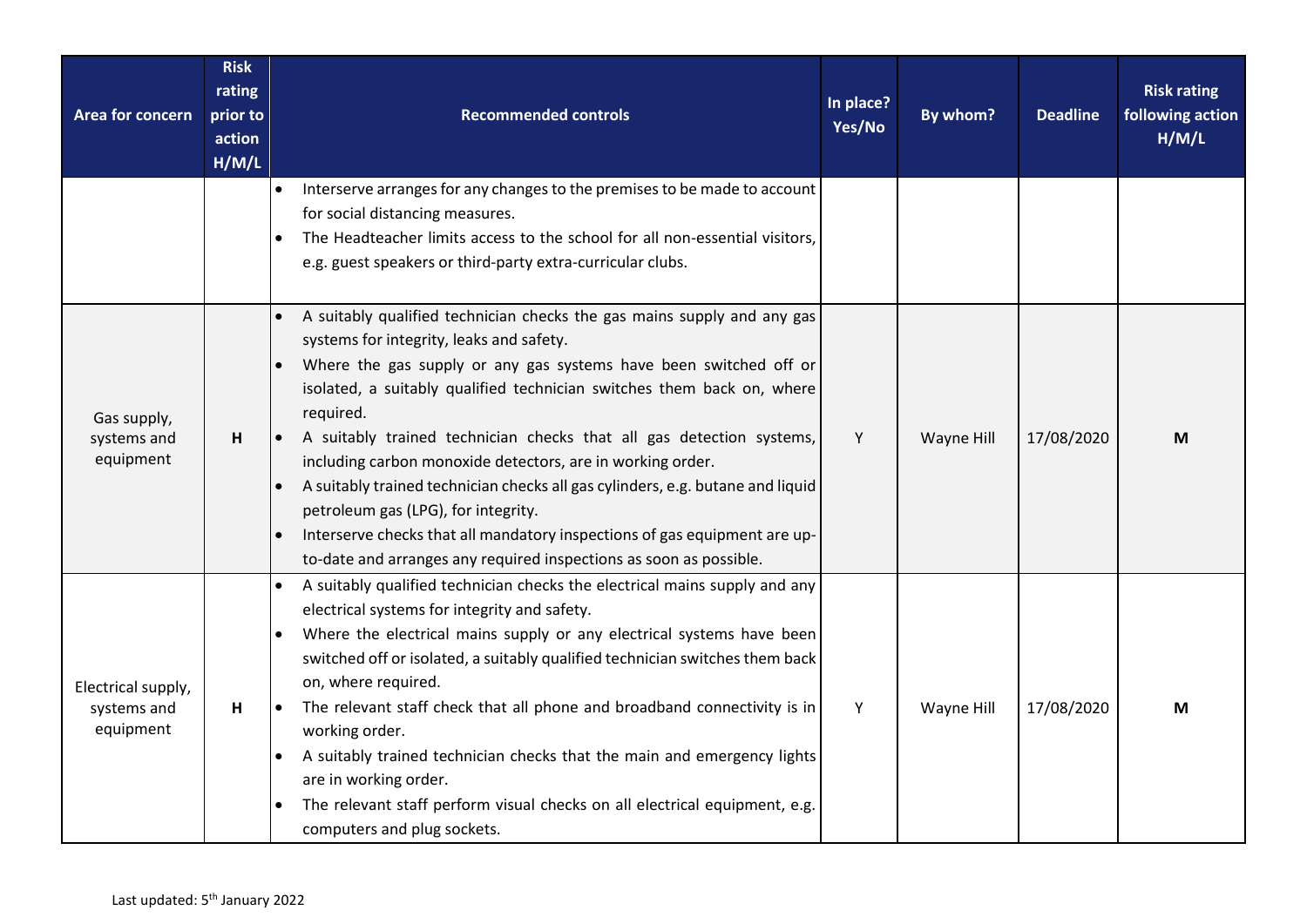| Area for concern | Risk rating prior to action H/M/L | Recommended controls | In place? Yes/No | By whom? | Deadline | Risk rating following action H/M/L |
|---|---|---|---|---|---|---|
| | | • Interserve arranges for any changes to the premises to be made to account for social distancing measures.<br>• The Headteacher limits access to the school for all non-essential visitors, e.g. guest speakers or third-party extra-curricular clubs. | | | | |
| Gas supply, systems and equipment | **H** | • A suitably qualified technician checks the gas mains supply and any gas systems for integrity, leaks and safety.<br>• Where the gas supply or any gas systems have been switched off or isolated, a suitably qualified technician switches them back on, where required.<br>• A suitably trained technician checks that all gas detection systems, including carbon monoxide detectors, are in working order.<br>• A suitably trained technician checks all gas cylinders, e.g. butane and liquid petroleum gas (LPG), for integrity.<br>• Interserve checks that all mandatory inspections of gas equipment are up-to-date and arranges any required inspections as soon as possible. | Y | Wayne Hill | 17/08/2020 | **M** |
| Electrical supply, systems and equipment | **H** | • A suitably qualified technician checks the electrical mains supply and any electrical systems for integrity and safety.<br>• Where the electrical mains supply or any electrical systems have been switched off or isolated, a suitably qualified technician switches them back on, where required.<br>• The relevant staff check that all phone and broadband connectivity is in working order.<br>• A suitably trained technician checks that the main and emergency lights are in working order.<br>• The relevant staff perform visual checks on all electrical equipment, e.g. computers and plug sockets. | Y | Wayne Hill | 17/08/2020 | **M** |

Last updated: 5th January 2022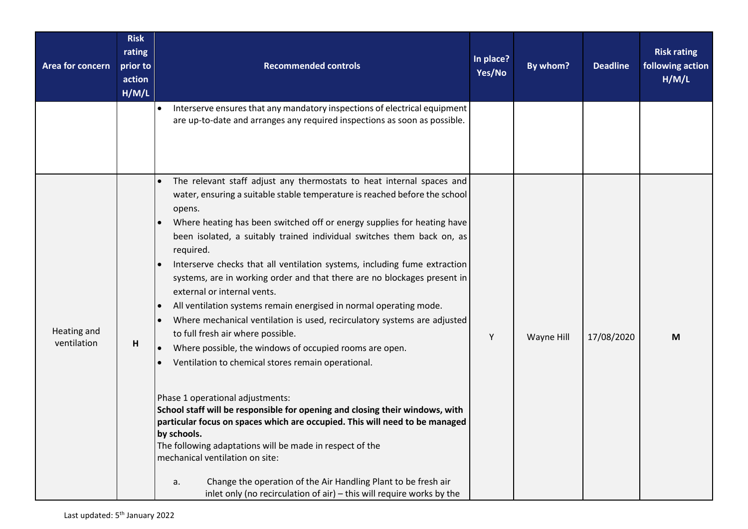| Area for concern | Risk rating prior to action H/M/L | Recommended controls | In place? Yes/No | By whom? | Deadline | Risk rating following action H/M/L |
|---|---|---|---|---|---|---|
| | | • Interserve ensures that any mandatory inspections of electrical equipment are up-to-date and arranges any required inspections as soon as possible. | | | | |
| Heating and ventilation | H | • The relevant staff adjust any thermostats to heat internal spaces and water, ensuring a suitable stable temperature is reached before the school opens.<br>• Where heating has been switched off or energy supplies for heating have been isolated, a suitably trained individual switches them back on, as required.<br>• Interserve checks that all ventilation systems, including fume extraction systems, are in working order and that there are no blockages present in external or internal vents.<br>• All ventilation systems remain energised in normal operating mode.<br>• Where mechanical ventilation is used, recirculatory systems are adjusted to full fresh air where possible.<br>• Where possible, the windows of occupied rooms are open.<br>• Ventilation to chemical stores remain operational.<br><br>Phase 1 operational adjustments:<br>**School staff will be responsible for opening and closing their windows, with particular focus on spaces which are occupied. This will need to be managed by schools.**<br>The following adaptations will be made in respect of the mechanical ventilation on site:<br><br>a. Change the operation of the Air Handling Plant to be fresh air inlet only (no recirculation of air) – this will require works by the | Y | Wayne Hill | 17/08/2020 | **M** |

Last updated: 5th January 2022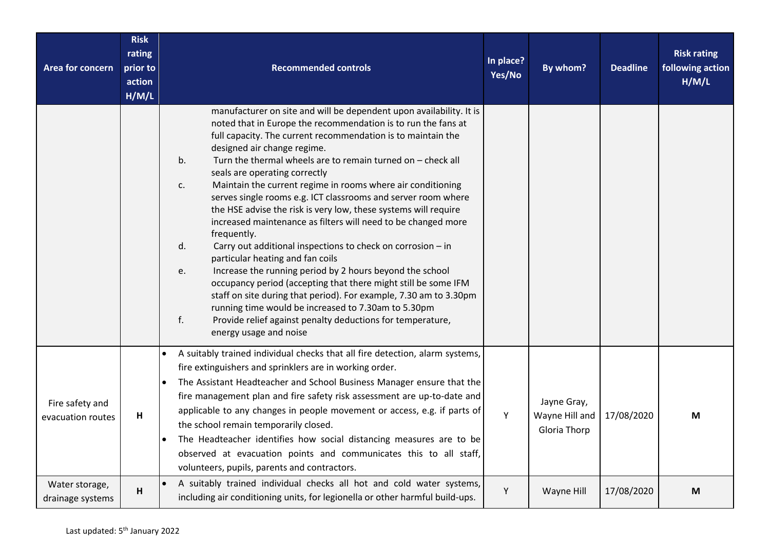| Area for concern | Risk rating prior to action H/M/L | Recommended controls | In place? Yes/No | By whom? | Deadline | Risk rating following action H/M/L |
|---|---|---|---|---|---|---|
| | | manufacturer on site and will be dependent upon availability. It is noted that in Europe the recommendation is to run the fans at full capacity. The current recommendation is to maintain the designed air change regime.<br>b. Turn the thermal wheels are to remain turned on – check all seals are operating correctly<br>c. Maintain the current regime in rooms where air conditioning serves single rooms e.g. ICT classrooms and server room where the HSE advise the risk is very low, these systems will require increased maintenance as filters will need to be changed more frequently.<br>d. Carry out additional inspections to check on corrosion – in particular heating and fan coils<br>e. Increase the running period by 2 hours beyond the school occupancy period (accepting that there might still be some IFM staff on site during that period). For example, 7.30 am to 3.30pm running time would be increased to 7.30am to 5.30pm<br>f. Provide relief against penalty deductions for temperature, energy usage and noise | | | | |
| Fire safety and evacuation routes | H | • A suitably trained individual checks that all fire detection, alarm systems, fire extinguishers and sprinklers are in working order.<br>• The Assistant Headteacher and School Business Manager ensure that the fire management plan and fire safety risk assessment are up-to-date and applicable to any changes in people movement or access, e.g. if parts of the school remain temporarily closed.<br>• The Headteacher identifies how social distancing measures are to be observed at evacuation points and communicates this to all staff, volunteers, pupils, parents and contractors. | Y | Jayne Gray, Wayne Hill and Gloria Thorp | 17/08/2020 | M |
| Water storage, drainage systems | H | • A suitably trained individual checks all hot and cold water systems, including air conditioning units, for legionella or other harmful build-ups. | Y | Wayne Hill | 17/08/2020 | M |

Last updated: 5th January 2022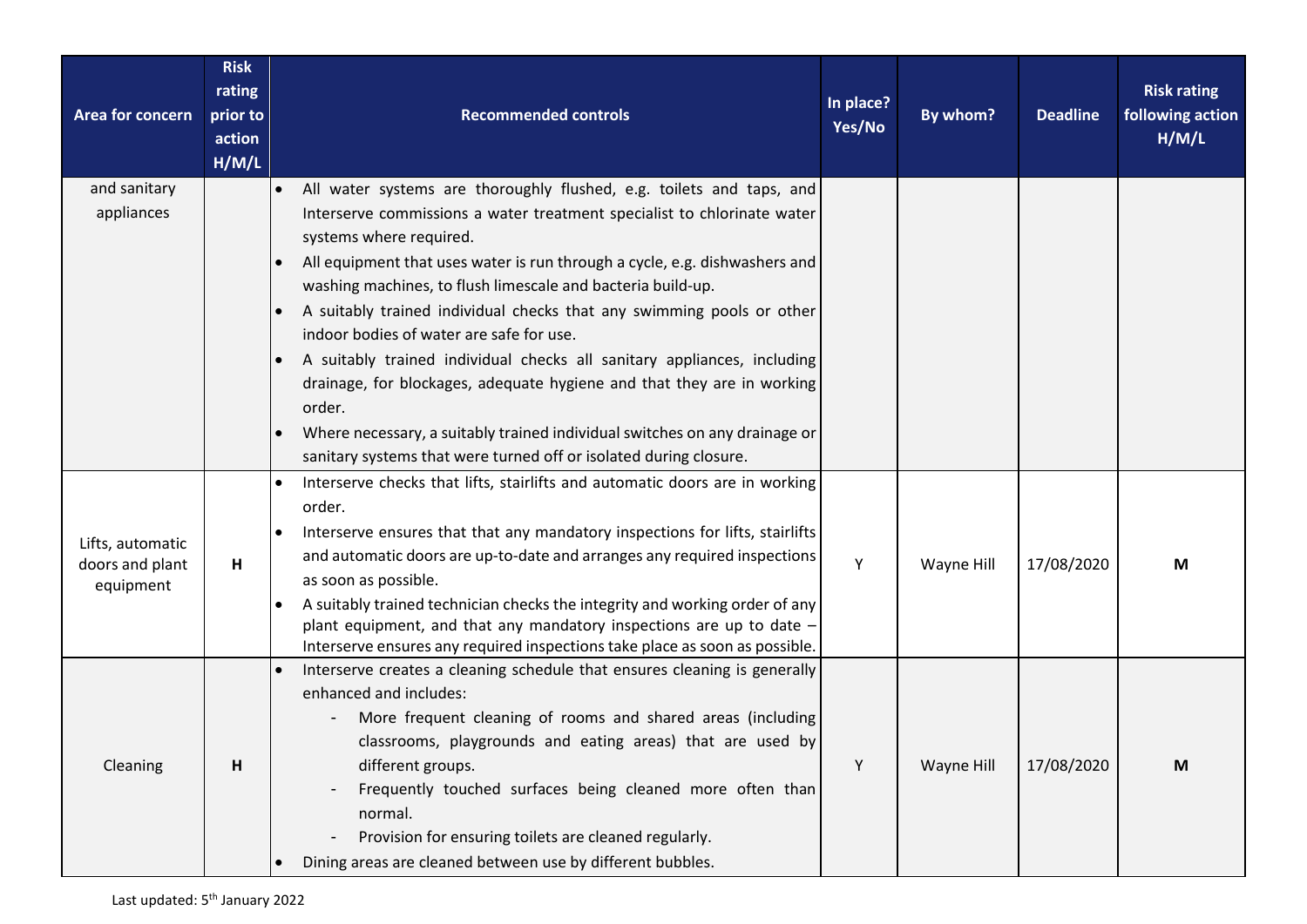| Area for concern | Risk rating prior to action H/M/L | Recommended controls | In place? Yes/No | By whom? | Deadline | Risk rating following action H/M/L |
|---|---|---|---|---|---|---|
| and sanitary appliances | | • All water systems are thoroughly flushed, e.g. toilets and taps, and Interserve commissions a water treatment specialist to chlorinate water systems where required.<br>• All equipment that uses water is run through a cycle, e.g. dishwashers and washing machines, to flush limescale and bacteria build-up.<br>• A suitably trained individual checks that any swimming pools or other indoor bodies of water are safe for use.<br>• A suitably trained individual checks all sanitary appliances, including drainage, for blockages, adequate hygiene and that they are in working order.<br>• Where necessary, a suitably trained individual switches on any drainage or sanitary systems that were turned off or isolated during closure. | | | | |
| Lifts, automatic doors and plant equipment | H | • Interserve checks that lifts, stairlifts and automatic doors are in working order.<br>• Interserve ensures that that any mandatory inspections for lifts, stairlifts and automatic doors are up-to-date and arranges any required inspections as soon as possible.<br>• A suitably trained technician checks the integrity and working order of any plant equipment, and that any mandatory inspections are up to date – Interserve ensures any required inspections take place as soon as possible. | Y | Wayne Hill | 17/08/2020 | M |
| Cleaning | H | • Interserve creates a cleaning schedule that ensures cleaning is generally enhanced and includes:<br>- More frequent cleaning of rooms and shared areas (including classrooms, playgrounds and eating areas) that are used by different groups.<br>- Frequently touched surfaces being cleaned more often than normal.<br>- Provision for ensuring toilets are cleaned regularly.<br>• Dining areas are cleaned between use by different bubbles. | Y | Wayne Hill | 17/08/2020 | M |

Last updated: 5th January 2022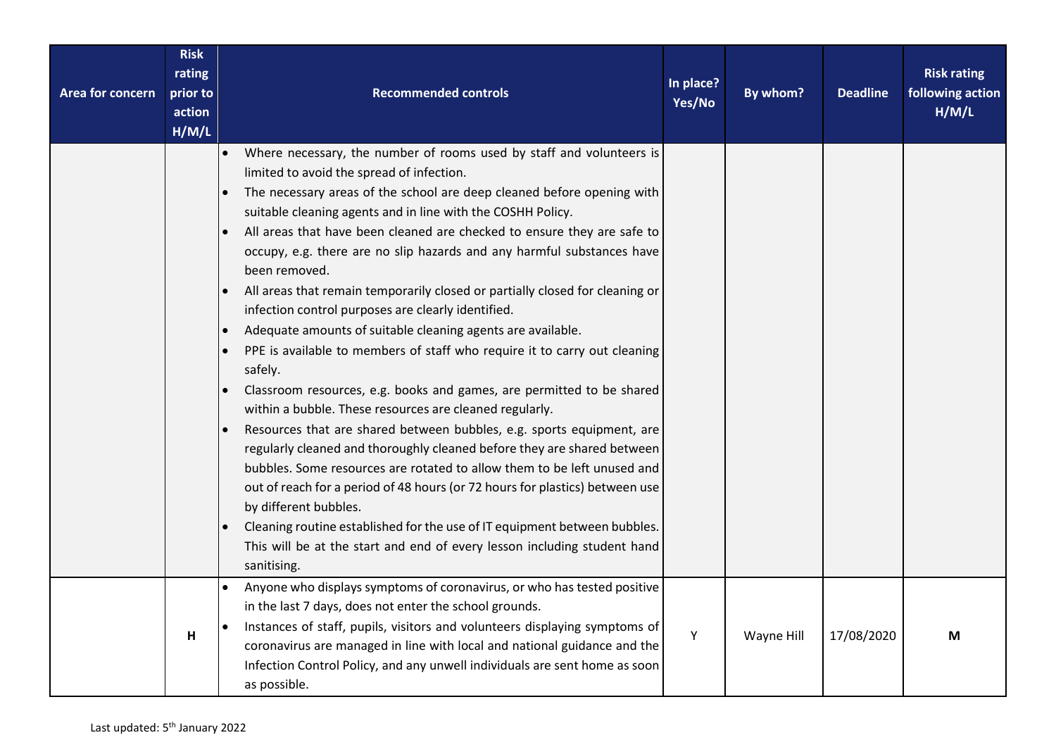| Area for concern | Risk rating prior to action H/M/L | Recommended controls | In place? Yes/No | By whom? | Deadline | Risk rating following action H/M/L |
|---|---|---|---|---|---|---|
| | | • Where necessary, the number of rooms used by staff and volunteers is limited to avoid the spread of infection.<br>• The necessary areas of the school are deep cleaned before opening with suitable cleaning agents and in line with the COSHH Policy.<br>• All areas that have been cleaned are checked to ensure they are safe to occupy, e.g. there are no slip hazards and any harmful substances have been removed.<br>• All areas that remain temporarily closed or partially closed for cleaning or infection control purposes are clearly identified.<br>• Adequate amounts of suitable cleaning agents are available.<br>• PPE is available to members of staff who require it to carry out cleaning safely.<br>• Classroom resources, e.g. books and games, are permitted to be shared within a bubble. These resources are cleaned regularly.<br>• Resources that are shared between bubbles, e.g. sports equipment, are regularly cleaned and thoroughly cleaned before they are shared between bubbles. Some resources are rotated to allow them to be left unused and out of reach for a period of 48 hours (or 72 hours for plastics) between use by different bubbles.<br>• Cleaning routine established for the use of IT equipment between bubbles. This will be at the start and end of every lesson including student hand sanitising. | | | | |
| | **H** | • Anyone who displays symptoms of coronavirus, or who has tested positive in the last 7 days, does not enter the school grounds.<br>• Instances of staff, pupils, visitors and volunteers displaying symptoms of coronavirus are managed in line with local and national guidance and the Infection Control Policy, and any unwell individuals are sent home as soon as possible. | Y | Wayne Hill | 17/08/2020 | **M** |

Last updated: 5th January 2022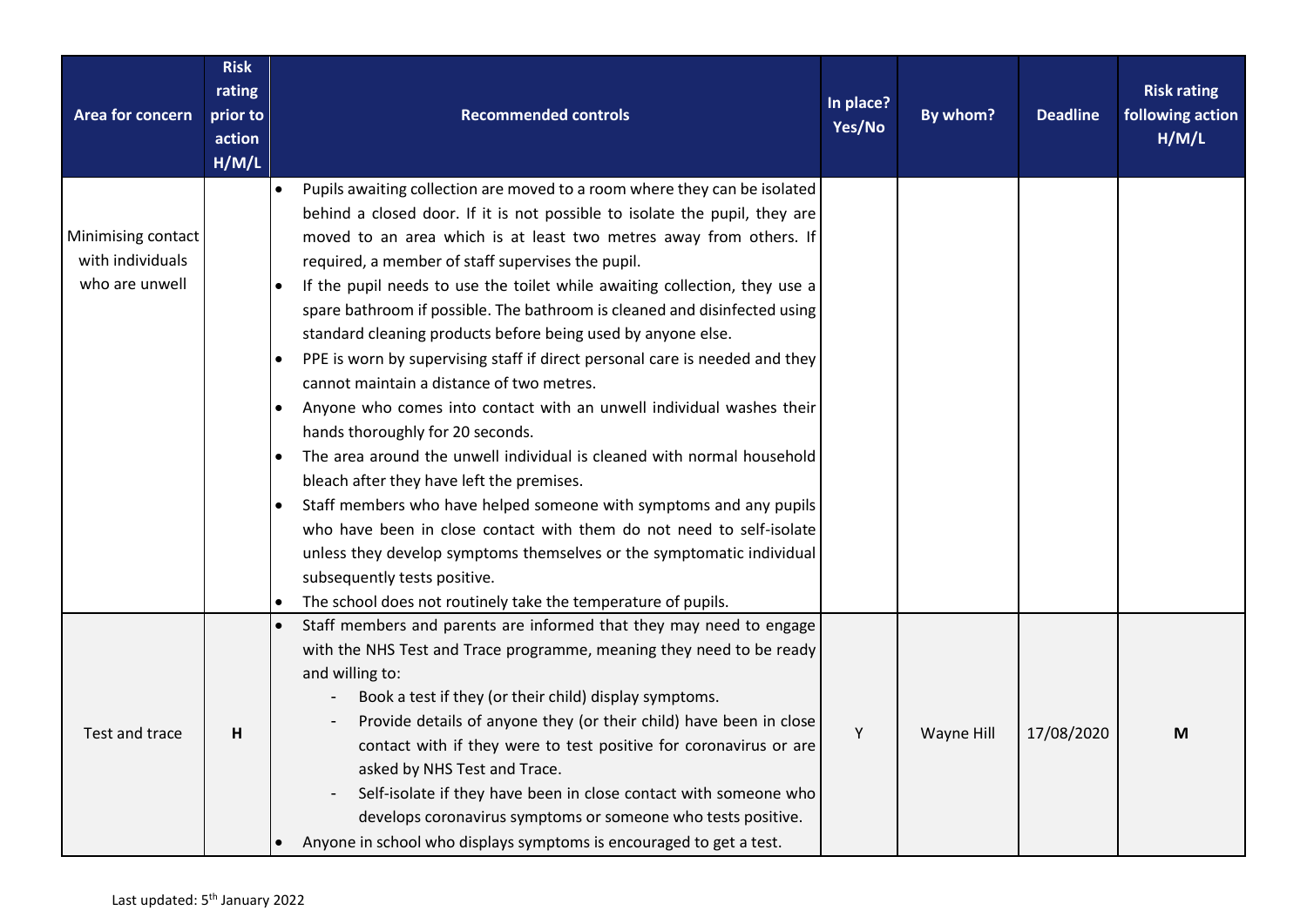| Area for concern | Risk rating prior to action H/M/L | Recommended controls | In place? Yes/No | By whom? | Deadline | Risk rating following action H/M/L |
|---|---|---|---|---|---|---|
| Minimising contact with individuals who are unwell | | • Pupils awaiting collection are moved to a room where they can be isolated behind a closed door. If it is not possible to isolate the pupil, they are moved to an area which is at least two metres away from others. If required, a member of staff supervises the pupil.<br>• If the pupil needs to use the toilet while awaiting collection, they use a spare bathroom if possible. The bathroom is cleaned and disinfected using standard cleaning products before being used by anyone else.<br>• PPE is worn by supervising staff if direct personal care is needed and they cannot maintain a distance of two metres.<br>• Anyone who comes into contact with an unwell individual washes their hands thoroughly for 20 seconds.<br>• The area around the unwell individual is cleaned with normal household bleach after they have left the premises.<br>• Staff members who have helped someone with symptoms and any pupils who have been in close contact with them do not need to self-isolate unless they develop symptoms themselves or the symptomatic individual subsequently tests positive.<br>• The school does not routinely take the temperature of pupils. | | | | |
| Test and trace | H | • Staff members and parents are informed that they may need to engage with the NHS Test and Trace programme, meaning they need to be ready and willing to:<br>- Book a test if they (or their child) display symptoms.<br>- Provide details of anyone they (or their child) have been in close contact with if they were to test positive for coronavirus or are asked by NHS Test and Trace.<br>- Self-isolate if they have been in close contact with someone who develops coronavirus symptoms or someone who tests positive.<br>• Anyone in school who displays symptoms is encouraged to get a test. | Y | Wayne Hill | 17/08/2020 | M |

Last updated: 5th January 2022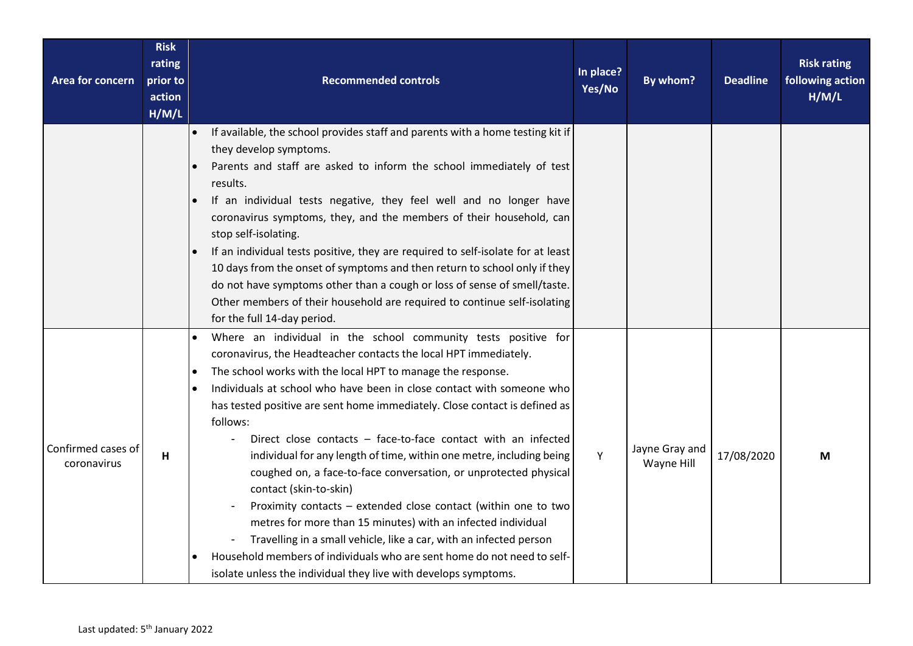| Area for concern | Risk rating prior to action H/M/L | Recommended controls | In place? Yes/No | By whom? | Deadline | Risk rating following action H/M/L |
|---|---|---|---|---|---|---|
| | | • If available, the school provides staff and parents with a home testing kit if they develop symptoms.<br>• Parents and staff are asked to inform the school immediately of test results.<br>• If an individual tests negative, they feel well and no longer have coronavirus symptoms, they, and the members of their household, can stop self-isolating.<br>• If an individual tests positive, they are required to self-isolate for at least 10 days from the onset of symptoms and then return to school only if they do not have symptoms other than a cough or loss of sense of smell/taste. Other members of their household are required to continue self-isolating for the full 14-day period. | | | | |
| Confirmed cases of coronavirus | H | • Where an individual in the school community tests positive for coronavirus, the Headteacher contacts the local HPT immediately.<br>• The school works with the local HPT to manage the response.<br>• Individuals at school who have been in close contact with someone who has tested positive are sent home immediately. Close contact is defined as follows:<br>- Direct close contacts – face-to-face contact with an infected individual for any length of time, within one metre, including being coughed on, a face-to-face conversation, or unprotected physical contact (skin-to-skin)<br>- Proximity contacts – extended close contact (within one to two metres for more than 15 minutes) with an infected individual<br>- Travelling in a small vehicle, like a car, with an infected person<br>• Household members of individuals who are sent home do not need to self-isolate unless the individual they live with develops symptoms. | Y | Jayne Gray and Wayne Hill | 17/08/2020 | M |

Last updated: 5th January 2022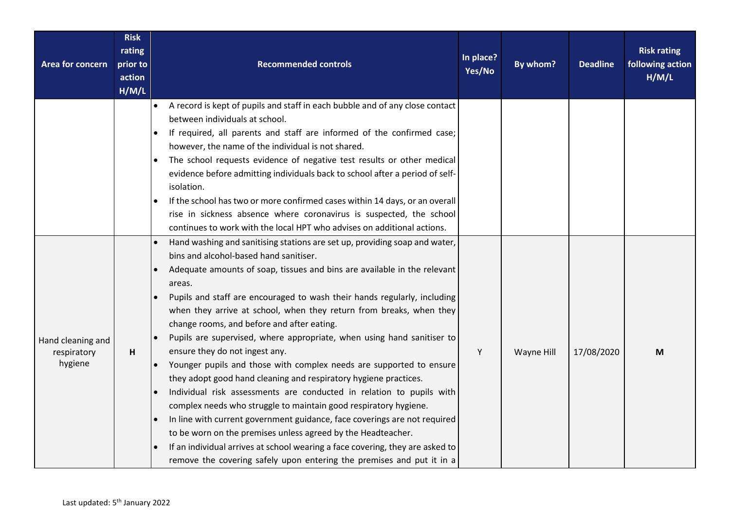| Area for concern | Risk rating prior to action H/M/L | Recommended controls | In place? Yes/No | By whom? | Deadline | Risk rating following action H/M/L |
|---|---|---|---|---|---|---|
| | | • A record is kept of pupils and staff in each bubble and of any close contact between individuals at school.<br>• If required, all parents and staff are informed of the confirmed case; however, the name of the individual is not shared.<br>• The school requests evidence of negative test results or other medical evidence before admitting individuals back to school after a period of self-isolation.<br>• If the school has two or more confirmed cases within 14 days, or an overall rise in sickness absence where coronavirus is suspected, the school continues to work with the local HPT who advises on additional actions. | | | | |
| Hand cleaning and respiratory hygiene | **H** | • Hand washing and sanitising stations are set up, providing soap and water, bins and alcohol-based hand sanitiser.<br>• Adequate amounts of soap, tissues and bins are available in the relevant areas.<br>• Pupils and staff are encouraged to wash their hands regularly, including when they arrive at school, when they return from breaks, when they change rooms, and before and after eating.<br>• Pupils are supervised, where appropriate, when using hand sanitiser to ensure they do not ingest any.<br>• Younger pupils and those with complex needs are supported to ensure they adopt good hand cleaning and respiratory hygiene practices.<br>• Individual risk assessments are conducted in relation to pupils with complex needs who struggle to maintain good respiratory hygiene.<br>• In line with current government guidance, face coverings are not required to be worn on the premises unless agreed by the Headteacher.<br>• If an individual arrives at school wearing a face covering, they are asked to remove the covering safely upon entering the premises and put it in a | Y | Wayne Hill | 17/08/2020 | **M** |

Last updated: 5th January 2022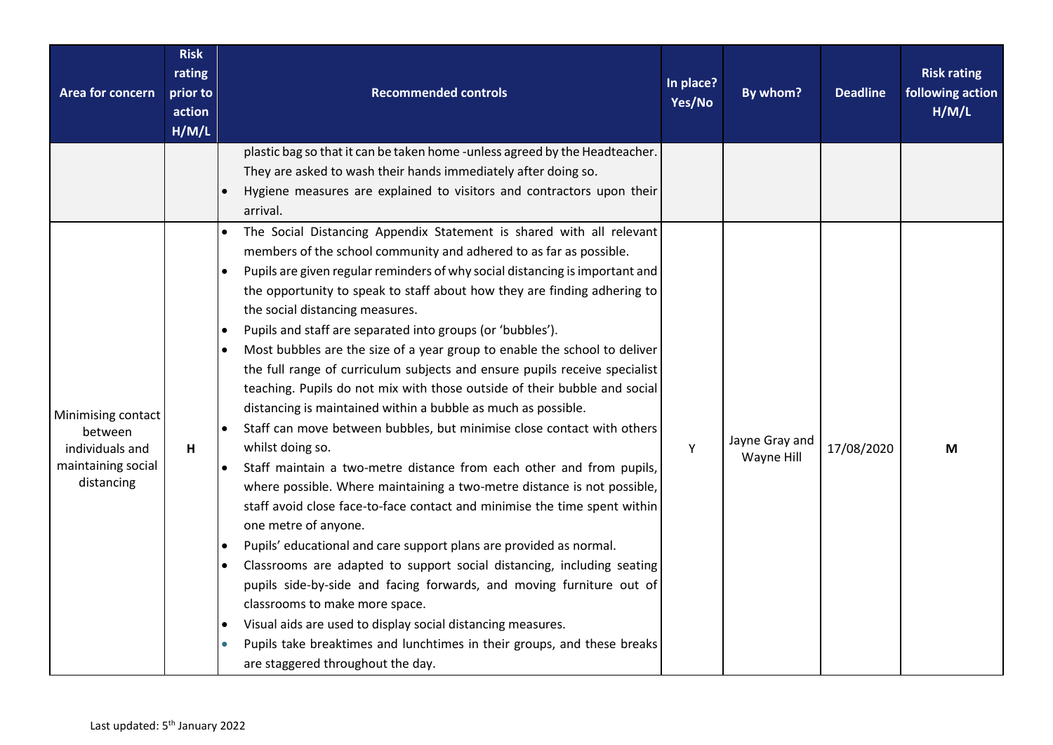| Area for concern | Risk rating prior to action H/M/L | Recommended controls | In place? Yes/No | By whom? | Deadline | Risk rating following action H/M/L |
|---|---|---|---|---|---|---|
| | | plastic bag so that it can be taken home -unless agreed by the Headteacher. They are asked to wash their hands immediately after doing so.<br>• Hygiene measures are explained to visitors and contractors upon their arrival. | | | | |
| Minimising contact between individuals and maintaining social distancing | H | • The Social Distancing Appendix Statement is shared with all relevant members of the school community and adhered to as far as possible.<br>• Pupils are given regular reminders of why social distancing is important and the opportunity to speak to staff about how they are finding adhering to the social distancing measures.<br>• Pupils and staff are separated into groups (or 'bubbles').<br>• Most bubbles are the size of a year group to enable the school to deliver the full range of curriculum subjects and ensure pupils receive specialist teaching. Pupils do not mix with those outside of their bubble and social distancing is maintained within a bubble as much as possible.<br>• Staff can move between bubbles, but minimise close contact with others whilst doing so.<br>• Staff maintain a two-metre distance from each other and from pupils, where possible. Where maintaining a two-metre distance is not possible, staff avoid close face-to-face contact and minimise the time spent within one metre of anyone.<br>• Pupils' educational and care support plans are provided as normal.<br>• Classrooms are adapted to support social distancing, including seating pupils side-by-side and facing forwards, and moving furniture out of classrooms to make more space.<br>• Visual aids are used to display social distancing measures.<br>• Pupils take breaktimes and lunchtimes in their groups, and these breaks are staggered throughout the day. | Y | Jayne Gray and Wayne Hill | 17/08/2020 | M |

Last updated: 5th January 2022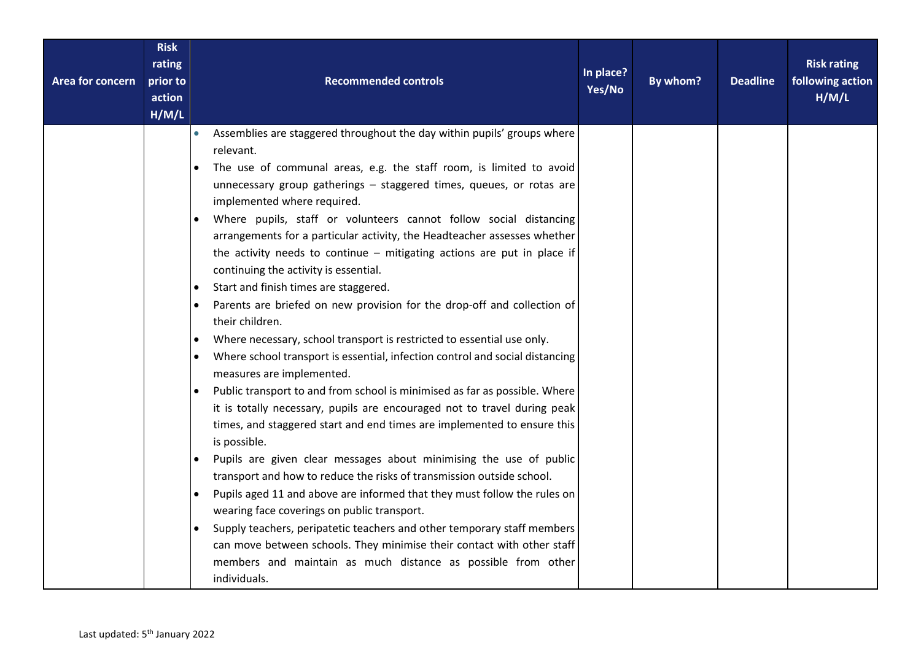| Area for concern | Risk rating prior to action H/M/L | Recommended controls | In place? Yes/No | By whom? | Deadline | Risk rating following action H/M/L |
|---|---|---|---|---|---|---|
| | | • Assemblies are staggered throughout the day within pupils' groups where relevant.<br>• The use of communal areas, e.g. the staff room, is limited to avoid unnecessary group gatherings – staggered times, queues, or rotas are implemented where required.<br>• Where pupils, staff or volunteers cannot follow social distancing arrangements for a particular activity, the Headteacher assesses whether the activity needs to continue – mitigating actions are put in place if continuing the activity is essential.<br>• Start and finish times are staggered.<br>• Parents are briefed on new provision for the drop-off and collection of their children.<br>• Where necessary, school transport is restricted to essential use only.<br>• Where school transport is essential, infection control and social distancing measures are implemented.<br>• Public transport to and from school is minimised as far as possible. Where it is totally necessary, pupils are encouraged not to travel during peak times, and staggered start and end times are implemented to ensure this is possible.<br>• Pupils are given clear messages about minimising the use of public transport and how to reduce the risks of transmission outside school.<br>• Pupils aged 11 and above are informed that they must follow the rules on wearing face coverings on public transport.<br>• Supply teachers, peripatetic teachers and other temporary staff members can move between schools. They minimise their contact with other staff members and maintain as much distance as possible from other individuals. | | | | |

Last updated: 5th January 2022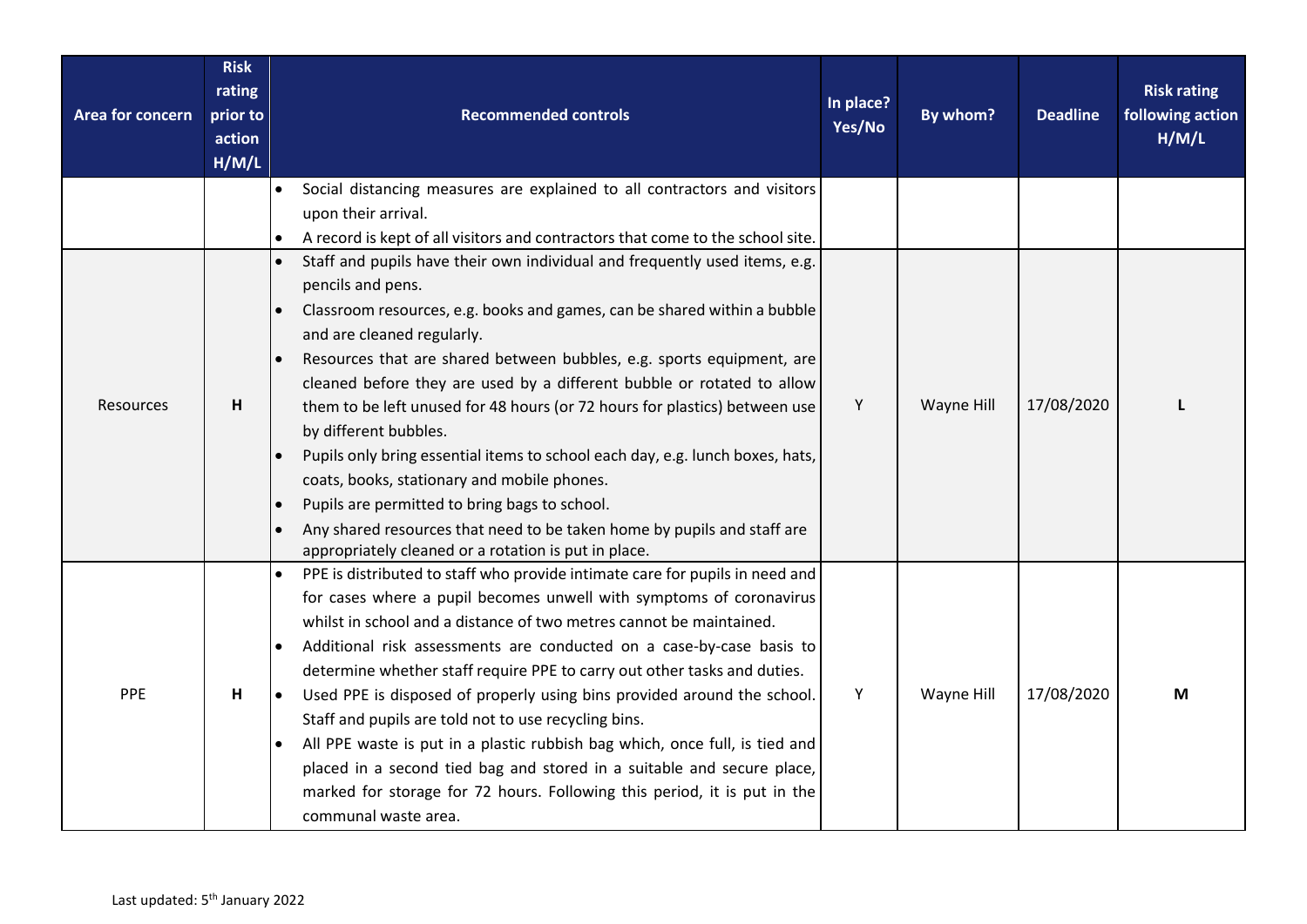| Area for concern | Risk rating prior to action H/M/L | Recommended controls | In place? Yes/No | By whom? | Deadline | Risk rating following action H/M/L |
|---|---|---|---|---|---|---|
| | | • Social distancing measures are explained to all contractors and visitors upon their arrival.<br>• A record is kept of all visitors and contractors that come to the school site. | | | | |
| Resources | **H** | • Staff and pupils have their own individual and frequently used items, e.g. pencils and pens.<br>• Classroom resources, e.g. books and games, can be shared within a bubble and are cleaned regularly.<br>• Resources that are shared between bubbles, e.g. sports equipment, are cleaned before they are used by a different bubble or rotated to allow them to be left unused for 48 hours (or 72 hours for plastics) between use by different bubbles.<br>• Pupils only bring essential items to school each day, e.g. lunch boxes, hats, coats, books, stationary and mobile phones.<br>• Pupils are permitted to bring bags to school.<br>• Any shared resources that need to be taken home by pupils and staff are appropriately cleaned or a rotation is put in place. | Y | Wayne Hill | 17/08/2020 | **L** |
| PPE | **H** | • PPE is distributed to staff who provide intimate care for pupils in need and for cases where a pupil becomes unwell with symptoms of coronavirus whilst in school and a distance of two metres cannot be maintained.<br>• Additional risk assessments are conducted on a case-by-case basis to determine whether staff require PPE to carry out other tasks and duties.<br>• Used PPE is disposed of properly using bins provided around the school. Staff and pupils are told not to use recycling bins.<br>• All PPE waste is put in a plastic rubbish bag which, once full, is tied and placed in a second tied bag and stored in a suitable and secure place, marked for storage for 72 hours. Following this period, it is put in the communal waste area. | Y | Wayne Hill | 17/08/2020 | **M** |

Last updated: 5th January 2022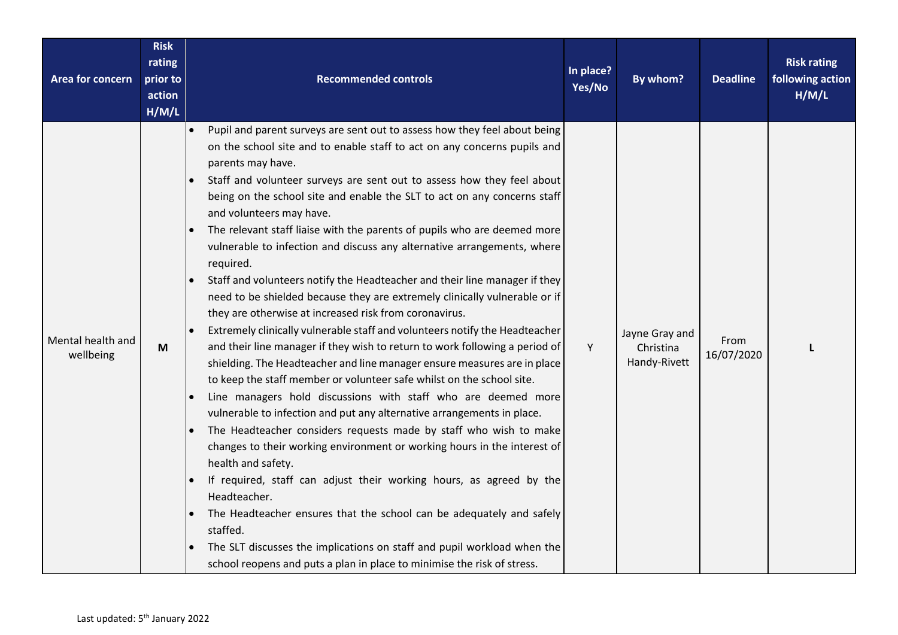| Area for concern | Risk rating prior to action H/M/L | Recommended controls | In place? Yes/No | By whom? | Deadline | Risk rating following action H/M/L |
|---|---|---|---|---|---|---|
| Mental health and wellbeing | M | • Pupil and parent surveys are sent out to assess how they feel about being on the school site and to enable staff to act on any concerns pupils and parents may have.<br>• Staff and volunteer surveys are sent out to assess how they feel about being on the school site and enable the SLT to act on any concerns staff and volunteers may have.<br>• The relevant staff liaise with the parents of pupils who are deemed more vulnerable to infection and discuss any alternative arrangements, where required.<br>• Staff and volunteers notify the Headteacher and their line manager if they need to be shielded because they are extremely clinically vulnerable or if they are otherwise at increased risk from coronavirus.<br>• Extremely clinically vulnerable staff and volunteers notify the Headteacher and their line manager if they wish to return to work following a period of shielding. The Headteacher and line manager ensure measures are in place to keep the staff member or volunteer safe whilst on the school site.<br>• Line managers hold discussions with staff who are deemed more vulnerable to infection and put any alternative arrangements in place.<br>• The Headteacher considers requests made by staff who wish to make changes to their working environment or working hours in the interest of health and safety.<br>• If required, staff can adjust their working hours, as agreed by the Headteacher.<br>• The Headteacher ensures that the school can be adequately and safely staffed.<br>• The SLT discusses the implications on staff and pupil workload when the school reopens and puts a plan in place to minimise the risk of stress. | Y | Jayne Gray and Christina Handy-Rivett | From 16/07/2020 | L |

Last updated: 5th January 2022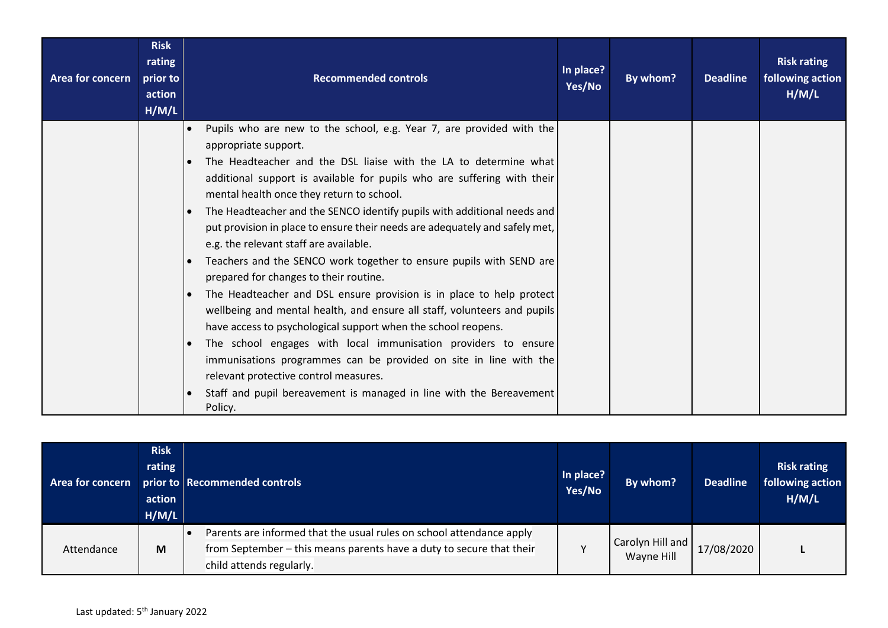| Area for concern | Risk rating prior to action H/M/L | Recommended controls | In place? Yes/No | By whom? | Deadline | Risk rating following action H/M/L |
|---|---|---|---|---|---|---|
| | | • Pupils who are new to the school, e.g. Year 7, are provided with the appropriate support.<br>• The Headteacher and the DSL liaise with the LA to determine what additional support is available for pupils who are suffering with their mental health once they return to school.<br>• The Headteacher and the SENCO identify pupils with additional needs and put provision in place to ensure their needs are adequately and safely met, e.g. the relevant staff are available.<br>• Teachers and the SENCO work together to ensure pupils with SEND are prepared for changes to their routine.<br>• The Headteacher and DSL ensure provision is in place to help protect wellbeing and mental health, and ensure all staff, volunteers and pupils have access to psychological support when the school reopens.<br>• The school engages with local immunisation providers to ensure immunisations programmes can be provided on site in line with the relevant protective control measures.<br>• Staff and pupil bereavement is managed in line with the Bereavement Policy. | | | | |

| Area for concern | Risk rating prior to action H/M/L | Recommended controls | In place? Yes/No | By whom? | Deadline | Risk rating following action H/M/L |
|---|---|---|---|---|---|---|
| Attendance | M | • Parents are informed that the usual rules on school attendance apply from September – this means parents have a duty to secure that their child attends regularly. | Y | Carolyn Hill and Wayne Hill | 17/08/2020 | L |

Last updated: 5th January 2022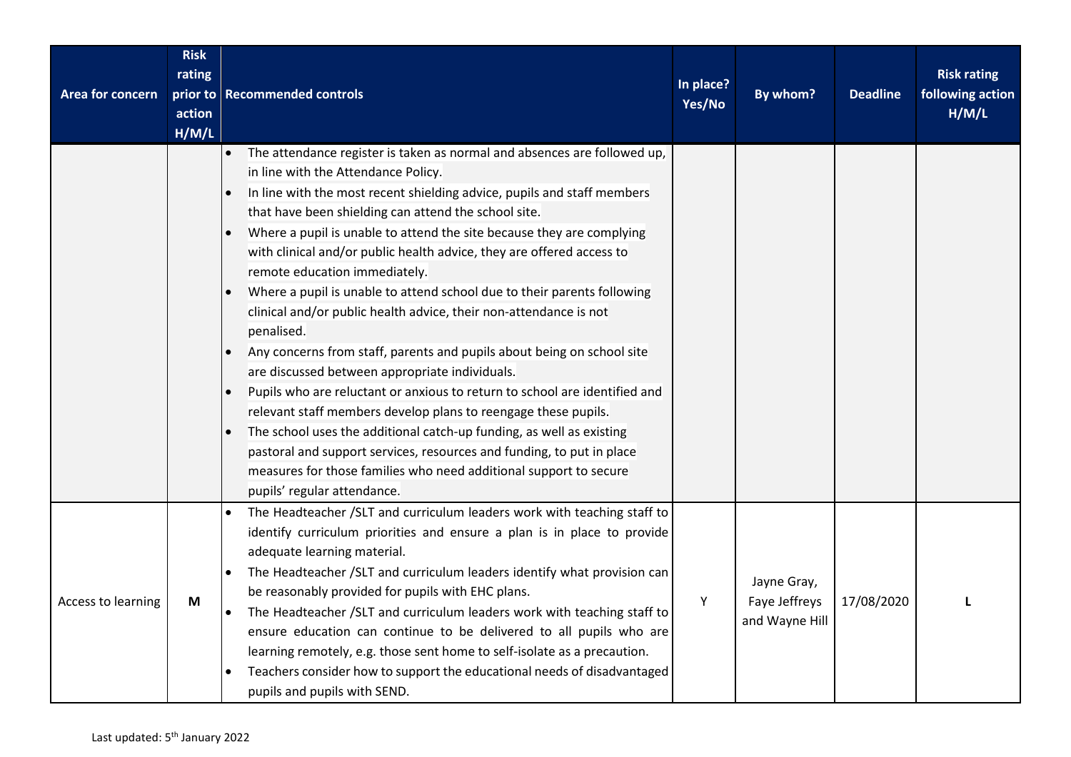| Area for concern | Risk rating prior to action H/M/L | Recommended controls | In place? Yes/No | By whom? | Deadline | Risk rating following action H/M/L |
|---|---|---|---|---|---|---|
| | | • The attendance register is taken as normal and absences are followed up, in line with the Attendance Policy.<br>• In line with the most recent shielding advice, pupils and staff members that have been shielding can attend the school site.<br>• Where a pupil is unable to attend the site because they are complying with clinical and/or public health advice, they are offered access to remote education immediately.<br>• Where a pupil is unable to attend school due to their parents following clinical and/or public health advice, their non-attendance is not penalised.<br>• Any concerns from staff, parents and pupils about being on school site are discussed between appropriate individuals.<br>• Pupils who are reluctant or anxious to return to school are identified and relevant staff members develop plans to reengage these pupils.<br>• The school uses the additional catch-up funding, as well as existing pastoral and support services, resources and funding, to put in place measures for those families who need additional support to secure pupils' regular attendance. | | | | |
| Access to learning | **M** | • The Headteacher /SLT and curriculum leaders work with teaching staff to identify curriculum priorities and ensure a plan is in place to provide adequate learning material.<br>• The Headteacher /SLT and curriculum leaders identify what provision can be reasonably provided for pupils with EHC plans.<br>• The Headteacher /SLT and curriculum leaders work with teaching staff to ensure education can continue to be delivered to all pupils who are learning remotely, e.g. those sent home to self-isolate as a precaution.<br>• Teachers consider how to support the educational needs of disadvantaged pupils and pupils with SEND. | Y | Jayne Gray, Faye Jeffreys and Wayne Hill | 17/08/2020 | **L** |

Last updated: 5th January 2022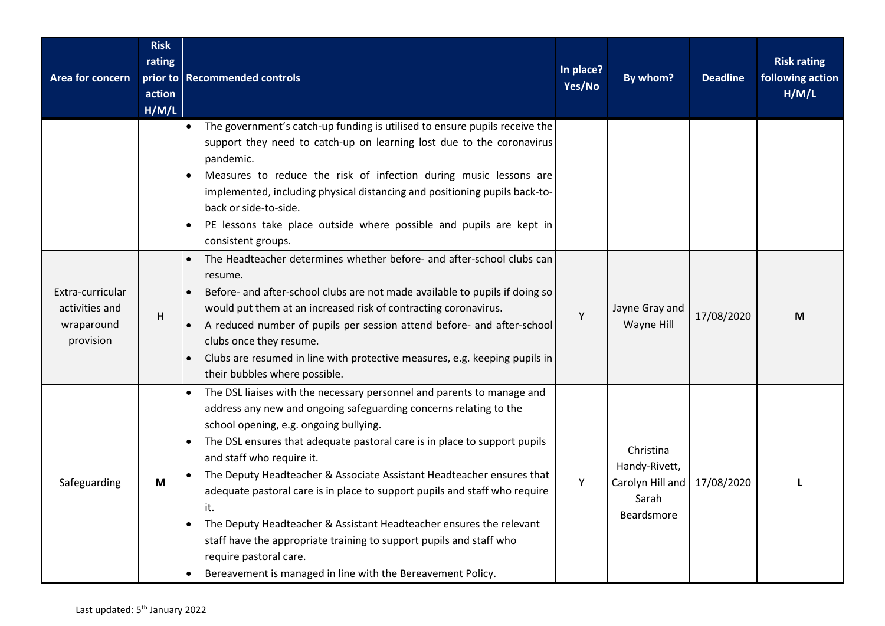| Area for concern | Risk rating prior to action H/M/L | Recommended controls | In place? Yes/No | By whom? | Deadline | Risk rating following action H/M/L |
|---|---|---|---|---|---|---|
| | | • The government's catch-up funding is utilised to ensure pupils receive the support they need to catch-up on learning lost due to the coronavirus pandemic.<br>• Measures to reduce the risk of infection during music lessons are implemented, including physical distancing and positioning pupils back-to-back or side-to-side.<br>• PE lessons take place outside where possible and pupils are kept in consistent groups. | | | | |
| Extra-curricular activities and wraparound provision | H | • The Headteacher determines whether before- and after-school clubs can resume.<br>• Before- and after-school clubs are not made available to pupils if doing so would put them at an increased risk of contracting coronavirus.<br>• A reduced number of pupils per session attend before- and after-school clubs once they resume.<br>• Clubs are resumed in line with protective measures, e.g. keeping pupils in their bubbles where possible. | Y | Jayne Gray and Wayne Hill | 17/08/2020 | M |
| Safeguarding | M | • The DSL liaises with the necessary personnel and parents to manage and address any new and ongoing safeguarding concerns relating to the school opening, e.g. ongoing bullying.<br>• The DSL ensures that adequate pastoral care is in place to support pupils and staff who require it.<br>• The Deputy Headteacher & Associate Assistant Headteacher ensures that adequate pastoral care is in place to support pupils and staff who require it.<br>• The Deputy Headteacher & Assistant Headteacher ensures the relevant staff have the appropriate training to support pupils and staff who require pastoral care.<br>• Bereavement is managed in line with the Bereavement Policy. | Y | Christina Handy-Rivett, Carolyn Hill and Sarah Beardsmore | 17/08/2020 | L |

Last updated: 5th January 2022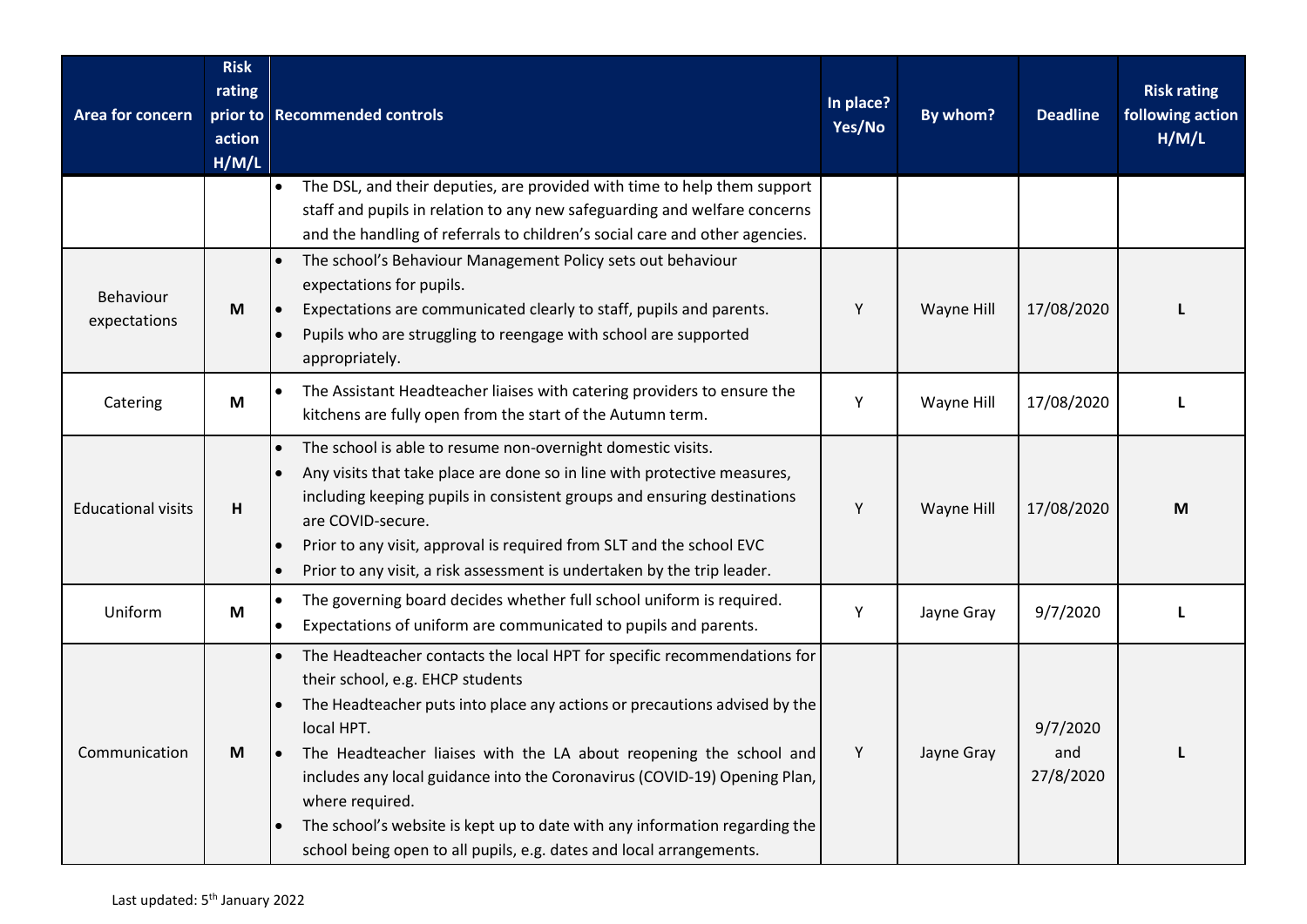| Area for concern | Risk rating prior to action H/M/L | Recommended controls | In place? Yes/No | By whom? | Deadline | Risk rating following action H/M/L |
|---|---|---|---|---|---|---|
| | | • The DSL, and their deputies, are provided with time to help them support staff and pupils in relation to any new safeguarding and welfare concerns and the handling of referrals to children's social care and other agencies. | | | | |
| Behaviour expectations | **M** | • The school's Behaviour Management Policy sets out behaviour expectations for pupils.<br>• Expectations are communicated clearly to staff, pupils and parents.<br>• Pupils who are struggling to reengage with school are supported appropriately. | Y | Wayne Hill | 17/08/2020 | **L** |
| Catering | **M** | • The Assistant Headteacher liaises with catering providers to ensure the kitchens are fully open from the start of the Autumn term. | Y | Wayne Hill | 17/08/2020 | **L** |
| Educational visits | **H** | • The school is able to resume non-overnight domestic visits.<br>• Any visits that take place are done so in line with protective measures, including keeping pupils in consistent groups and ensuring destinations are COVID-secure.<br>• Prior to any visit, approval is required from SLT and the school EVC<br>• Prior to any visit, a risk assessment is undertaken by the trip leader. | Y | Wayne Hill | 17/08/2020 | **M** |
| Uniform | **M** | • The governing board decides whether full school uniform is required.<br>• Expectations of uniform are communicated to pupils and parents. | Y | Jayne Gray | 9/7/2020 | **L** |
| Communication | **M** | • The Headteacher contacts the local HPT for specific recommendations for their school, e.g. EHCP students<br>• The Headteacher puts into place any actions or precautions advised by the local HPT.<br>• The Headteacher liaises with the LA about reopening the school and includes any local guidance into the Coronavirus (COVID-19) Opening Plan, where required.<br>• The school's website is kept up to date with any information regarding the school being open to all pupils, e.g. dates and local arrangements. | Y | Jayne Gray | 9/7/2020 and 27/8/2020 | **L** |

Last updated: 5th January 2022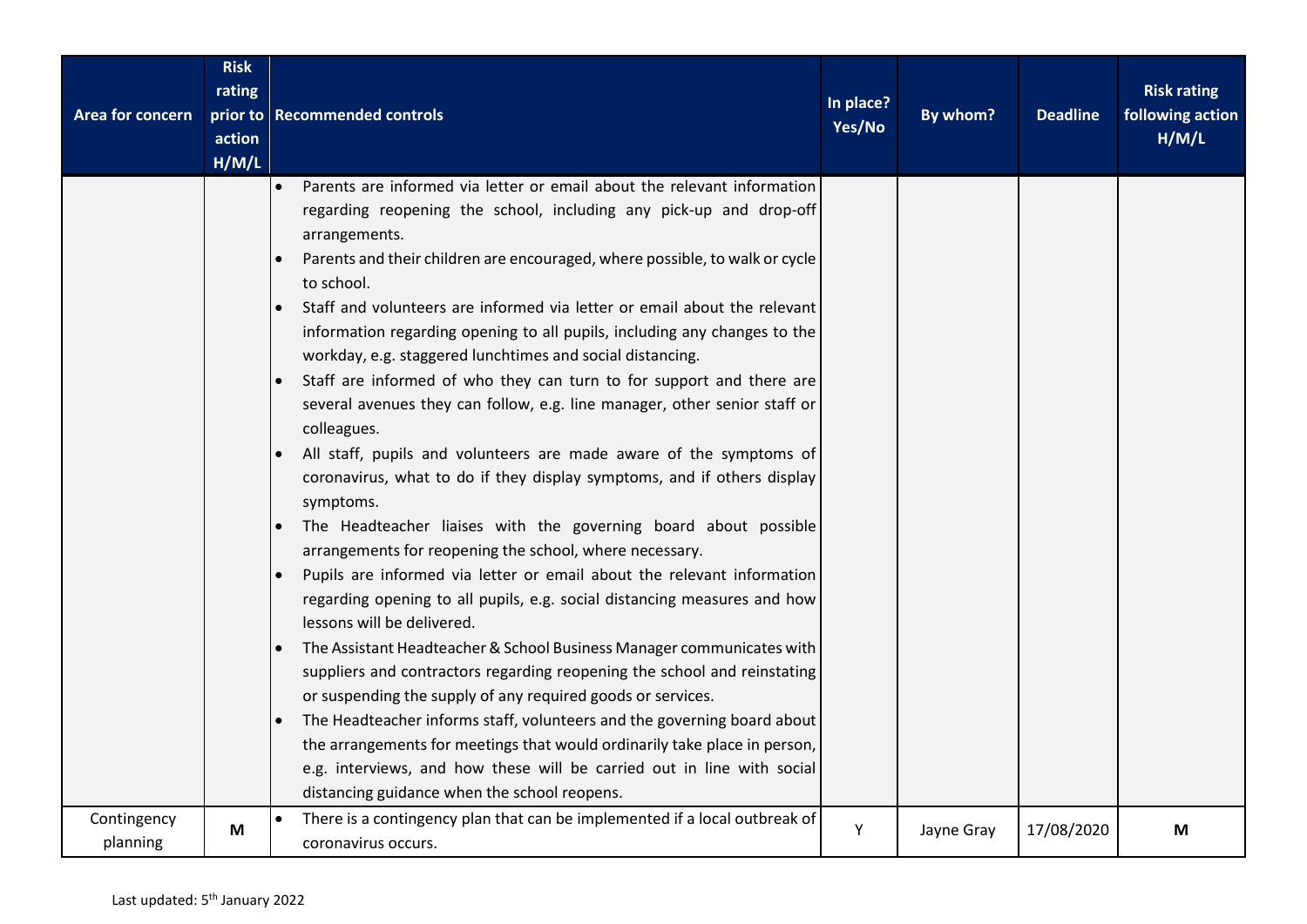| Area for concern | Risk rating prior to action H/M/L | Recommended controls | In place? Yes/No | By whom? | Deadline | Risk rating following action H/M/L |
|---|---|---|---|---|---|---|
| | | • Parents are informed via letter or email about the relevant information regarding reopening the school, including any pick-up and drop-off arrangements.<br>• Parents and their children are encouraged, where possible, to walk or cycle to school.<br>• Staff and volunteers are informed via letter or email about the relevant information regarding opening to all pupils, including any changes to the workday, e.g. staggered lunchtimes and social distancing.<br>• Staff are informed of who they can turn to for support and there are several avenues they can follow, e.g. line manager, other senior staff or colleagues.<br>• All staff, pupils and volunteers are made aware of the symptoms of coronavirus, what to do if they display symptoms, and if others display symptoms.<br>• The Headteacher liaises with the governing board about possible arrangements for reopening the school, where necessary.<br>• Pupils are informed via letter or email about the relevant information regarding opening to all pupils, e.g. social distancing measures and how lessons will be delivered.<br>• The Assistant Headteacher & School Business Manager communicates with suppliers and contractors regarding reopening the school and reinstating or suspending the supply of any required goods or services.<br>• The Headteacher informs staff, volunteers and the governing board about the arrangements for meetings that would ordinarily take place in person, e.g. interviews, and how these will be carried out in line with social distancing guidance when the school reopens. | | | | |
| Contingency planning | M | • There is a contingency plan that can be implemented if a local outbreak of coronavirus occurs. | Y | Jayne Gray | 17/08/2020 | M |

Last updated: 5th January 2022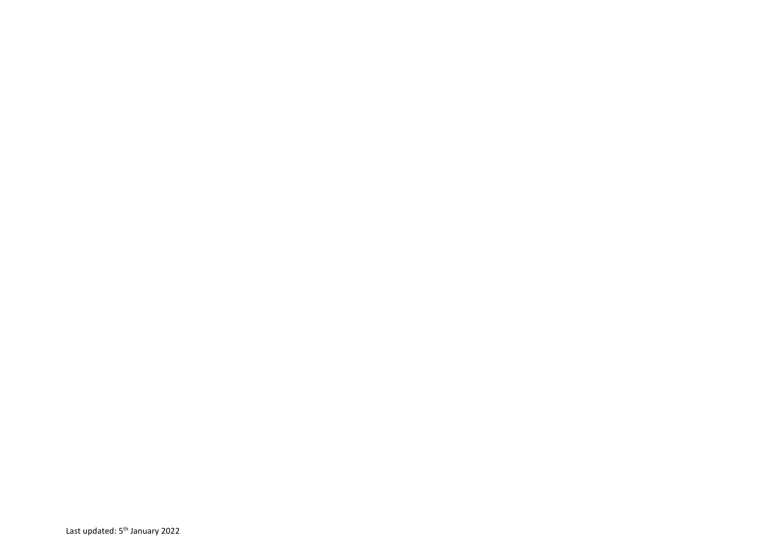Last updated: 5th January 2022